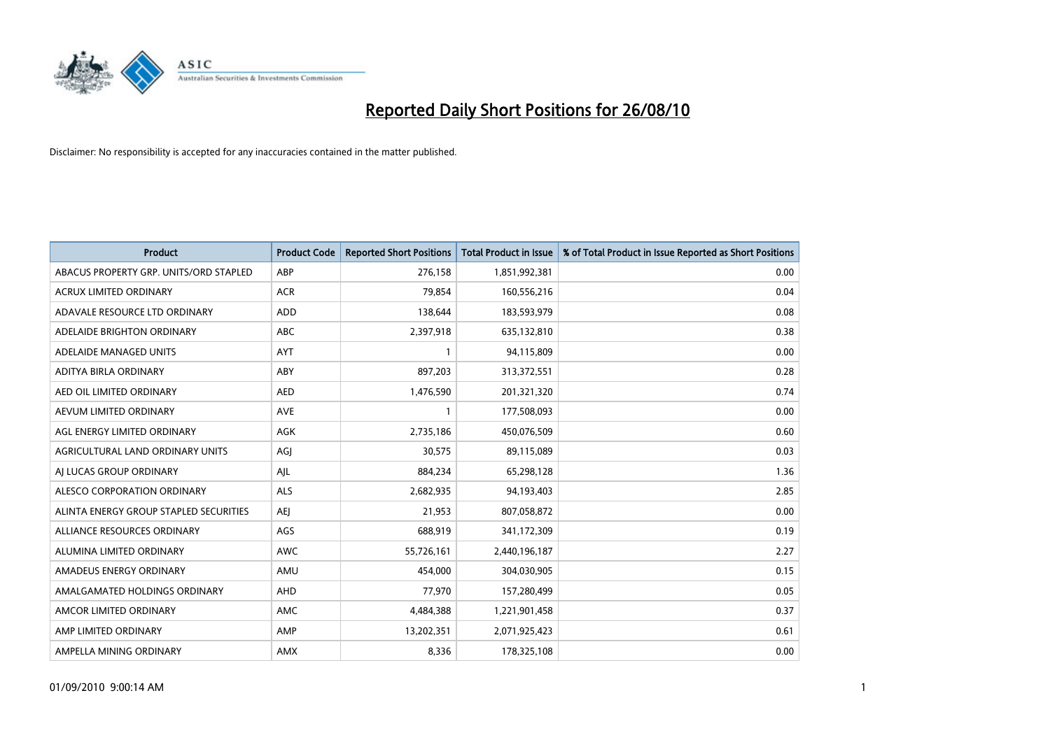# Reported Daily Short Positions for 26/08/10

Disclaimer: No responsibility is accepted for any inaccuracies contained in the matter published.

| Product | Product Code | Reported Short Positions | Total Product in Issue | % of Total Product in Issue Reported as Short Positions |
|---|---|---|---|---|
| ABACUS PROPERTY GRP. UNITS/ORD STAPLED | ABP | 276,158 | 1,851,992,381 | 0.00 |
| ACRUX LIMITED ORDINARY | ACR | 79,854 | 160,556,216 | 0.04 |
| ADAVALE RESOURCE LTD ORDINARY | ADD | 138,644 | 183,593,979 | 0.08 |
| ADELAIDE BRIGHTON ORDINARY | ABC | 2,397,918 | 635,132,810 | 0.38 |
| ADELAIDE MANAGED UNITS | AYT | 1 | 94,115,809 | 0.00 |
| ADITYA BIRLA ORDINARY | ABY | 897,203 | 313,372,551 | 0.28 |
| AED OIL LIMITED ORDINARY | AED | 1,476,590 | 201,321,320 | 0.74 |
| AEVUM LIMITED ORDINARY | AVE | 1 | 177,508,093 | 0.00 |
| AGL ENERGY LIMITED ORDINARY | AGK | 2,735,186 | 450,076,509 | 0.60 |
| AGRICULTURAL LAND ORDINARY UNITS | AGJ | 30,575 | 89,115,089 | 0.03 |
| AJ LUCAS GROUP ORDINARY | AJL | 884,234 | 65,298,128 | 1.36 |
| ALESCO CORPORATION ORDINARY | ALS | 2,682,935 | 94,193,403 | 2.85 |
| ALINTA ENERGY GROUP STAPLED SECURITIES | AEJ | 21,953 | 807,058,872 | 0.00 |
| ALLIANCE RESOURCES ORDINARY | AGS | 688,919 | 341,172,309 | 0.19 |
| ALUMINA LIMITED ORDINARY | AWC | 55,726,161 | 2,440,196,187 | 2.27 |
| AMADEUS ENERGY ORDINARY | AMU | 454,000 | 304,030,905 | 0.15 |
| AMALGAMATED HOLDINGS ORDINARY | AHD | 77,970 | 157,280,499 | 0.05 |
| AMCOR LIMITED ORDINARY | AMC | 4,484,388 | 1,221,901,458 | 0.37 |
| AMP LIMITED ORDINARY | AMP | 13,202,351 | 2,071,925,423 | 0.61 |
| AMPELLA MINING ORDINARY | AMX | 8,336 | 178,325,108 | 0.00 |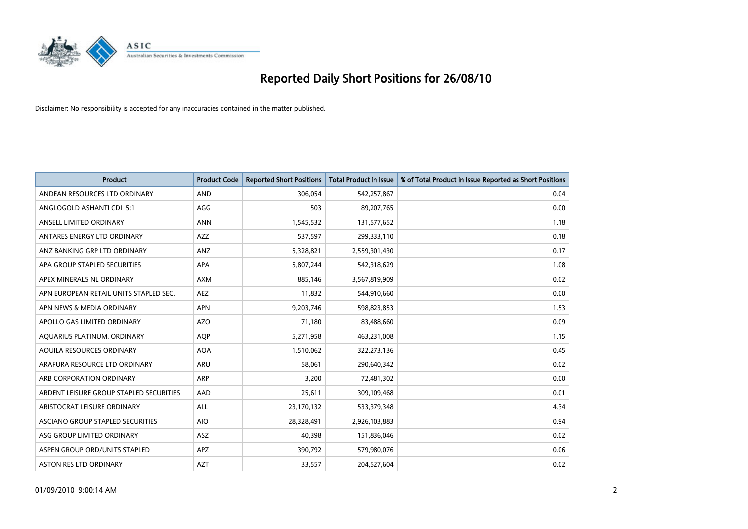# Reported Daily Short Positions for 26/08/10

Disclaimer: No responsibility is accepted for any inaccuracies contained in the matter published.

| Product | Product Code | Reported Short Positions | Total Product in Issue | % of Total Product in Issue Reported as Short Positions |
|---|---|---|---|---|
| ANDEAN RESOURCES LTD ORDINARY | AND | 306,054 | 542,257,867 | 0.04 |
| ANGLOGOLD ASHANTI CDI 5:1 | AGG | 503 | 89,207,765 | 0.00 |
| ANSELL LIMITED ORDINARY | ANN | 1,545,532 | 131,577,652 | 1.18 |
| ANTARES ENERGY LTD ORDINARY | AZZ | 537,597 | 299,333,110 | 0.18 |
| ANZ BANKING GRP LTD ORDINARY | ANZ | 5,328,821 | 2,559,301,430 | 0.17 |
| APA GROUP STAPLED SECURITIES | APA | 5,807,244 | 542,318,629 | 1.08 |
| APEX MINERALS NL ORDINARY | AXM | 885,146 | 3,567,819,909 | 0.02 |
| APN EUROPEAN RETAIL UNITS STAPLED SEC. | AEZ | 11,832 | 544,910,660 | 0.00 |
| APN NEWS & MEDIA ORDINARY | APN | 9,203,746 | 598,823,853 | 1.53 |
| APOLLO GAS LIMITED ORDINARY | AZO | 71,180 | 83,488,660 | 0.09 |
| AQUARIUS PLATINUM. ORDINARY | AQP | 5,271,958 | 463,231,008 | 1.15 |
| AQUILA RESOURCES ORDINARY | AQA | 1,510,062 | 322,273,136 | 0.45 |
| ARAFURA RESOURCE LTD ORDINARY | ARU | 58,061 | 290,640,342 | 0.02 |
| ARB CORPORATION ORDINARY | ARP | 3,200 | 72,481,302 | 0.00 |
| ARDENT LEISURE GROUP STAPLED SECURITIES | AAD | 25,611 | 309,109,468 | 0.01 |
| ARISTOCRAT LEISURE ORDINARY | ALL | 23,170,132 | 533,379,348 | 4.34 |
| ASCIANO GROUP STAPLED SECURITIES | AIO | 28,328,491 | 2,926,103,883 | 0.94 |
| ASG GROUP LIMITED ORDINARY | ASZ | 40,398 | 151,836,046 | 0.02 |
| ASPEN GROUP ORD/UNITS STAPLED | APZ | 390,792 | 579,980,076 | 0.06 |
| ASTON RES LTD ORDINARY | AZT | 33,557 | 204,527,604 | 0.02 |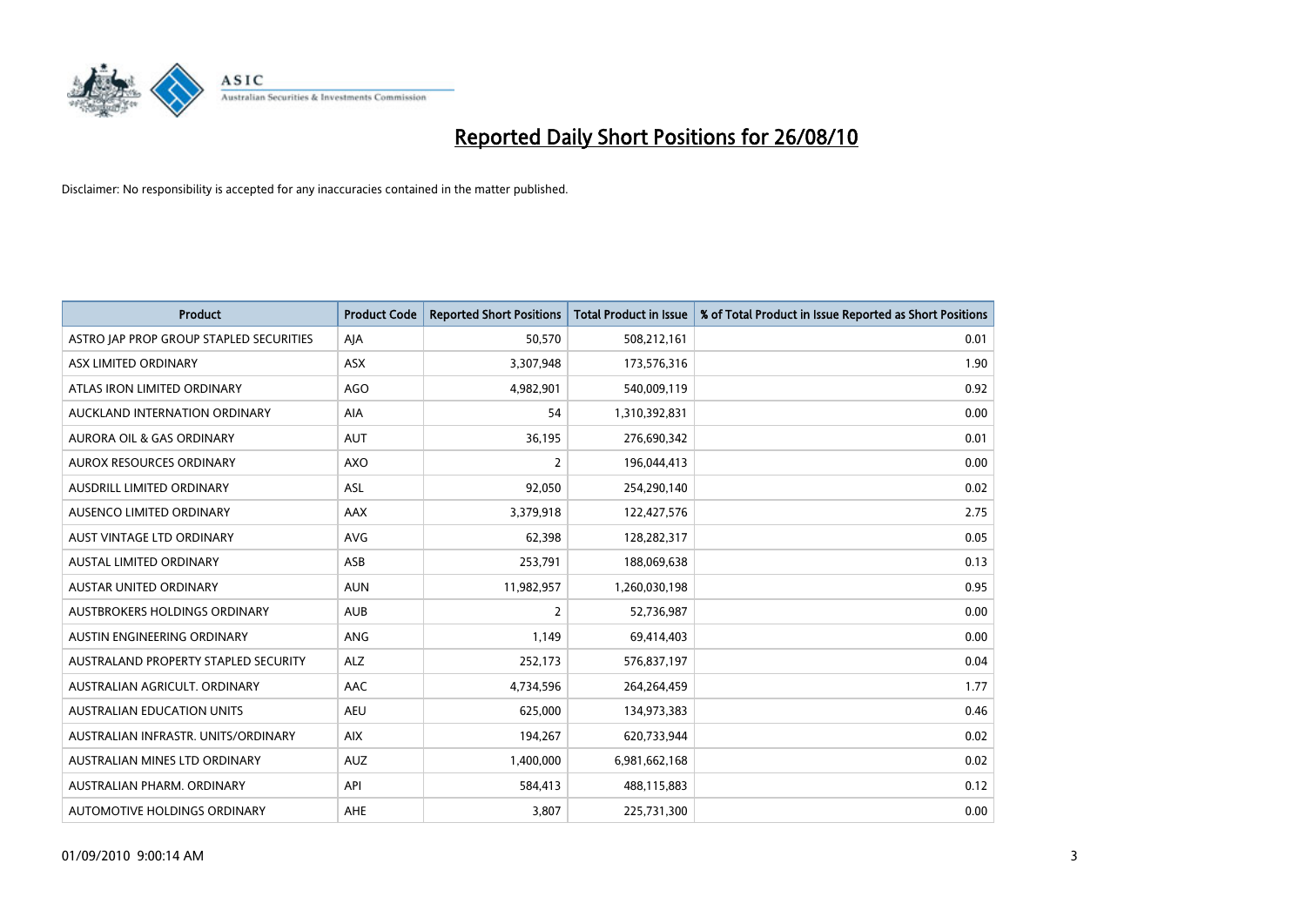# Reported Daily Short Positions for 26/08/10

Disclaimer: No responsibility is accepted for any inaccuracies contained in the matter published.

| Product | Product Code | Reported Short Positions | Total Product in Issue | % of Total Product in Issue Reported as Short Positions |
|---|---|---|---|---|
| ASTRO JAP PROP GROUP STAPLED SECURITIES | AJA | 50,570 | 508,212,161 | 0.01 |
| ASX LIMITED ORDINARY | ASX | 3,307,948 | 173,576,316 | 1.90 |
| ATLAS IRON LIMITED ORDINARY | AGO | 4,982,901 | 540,009,119 | 0.92 |
| AUCKLAND INTERNATION ORDINARY | AIA | 54 | 1,310,392,831 | 0.00 |
| AURORA OIL & GAS ORDINARY | AUT | 36,195 | 276,690,342 | 0.01 |
| AUROX RESOURCES ORDINARY | AXO | 2 | 196,044,413 | 0.00 |
| AUSDRILL LIMITED ORDINARY | ASL | 92,050 | 254,290,140 | 0.02 |
| AUSENCO LIMITED ORDINARY | AAX | 3,379,918 | 122,427,576 | 2.75 |
| AUST VINTAGE LTD ORDINARY | AVG | 62,398 | 128,282,317 | 0.05 |
| AUSTAL LIMITED ORDINARY | ASB | 253,791 | 188,069,638 | 0.13 |
| AUSTAR UNITED ORDINARY | AUN | 11,982,957 | 1,260,030,198 | 0.95 |
| AUSTBROKERS HOLDINGS ORDINARY | AUB | 2 | 52,736,987 | 0.00 |
| AUSTIN ENGINEERING ORDINARY | ANG | 1,149 | 69,414,403 | 0.00 |
| AUSTRALAND PROPERTY STAPLED SECURITY | ALZ | 252,173 | 576,837,197 | 0.04 |
| AUSTRALIAN AGRICULT. ORDINARY | AAC | 4,734,596 | 264,264,459 | 1.77 |
| AUSTRALIAN EDUCATION UNITS | AEU | 625,000 | 134,973,383 | 0.46 |
| AUSTRALIAN INFRASTR. UNITS/ORDINARY | AIX | 194,267 | 620,733,944 | 0.02 |
| AUSTRALIAN MINES LTD ORDINARY | AUZ | 1,400,000 | 6,981,662,168 | 0.02 |
| AUSTRALIAN PHARM. ORDINARY | API | 584,413 | 488,115,883 | 0.12 |
| AUTOMOTIVE HOLDINGS ORDINARY | AHE | 3,807 | 225,731,300 | 0.00 |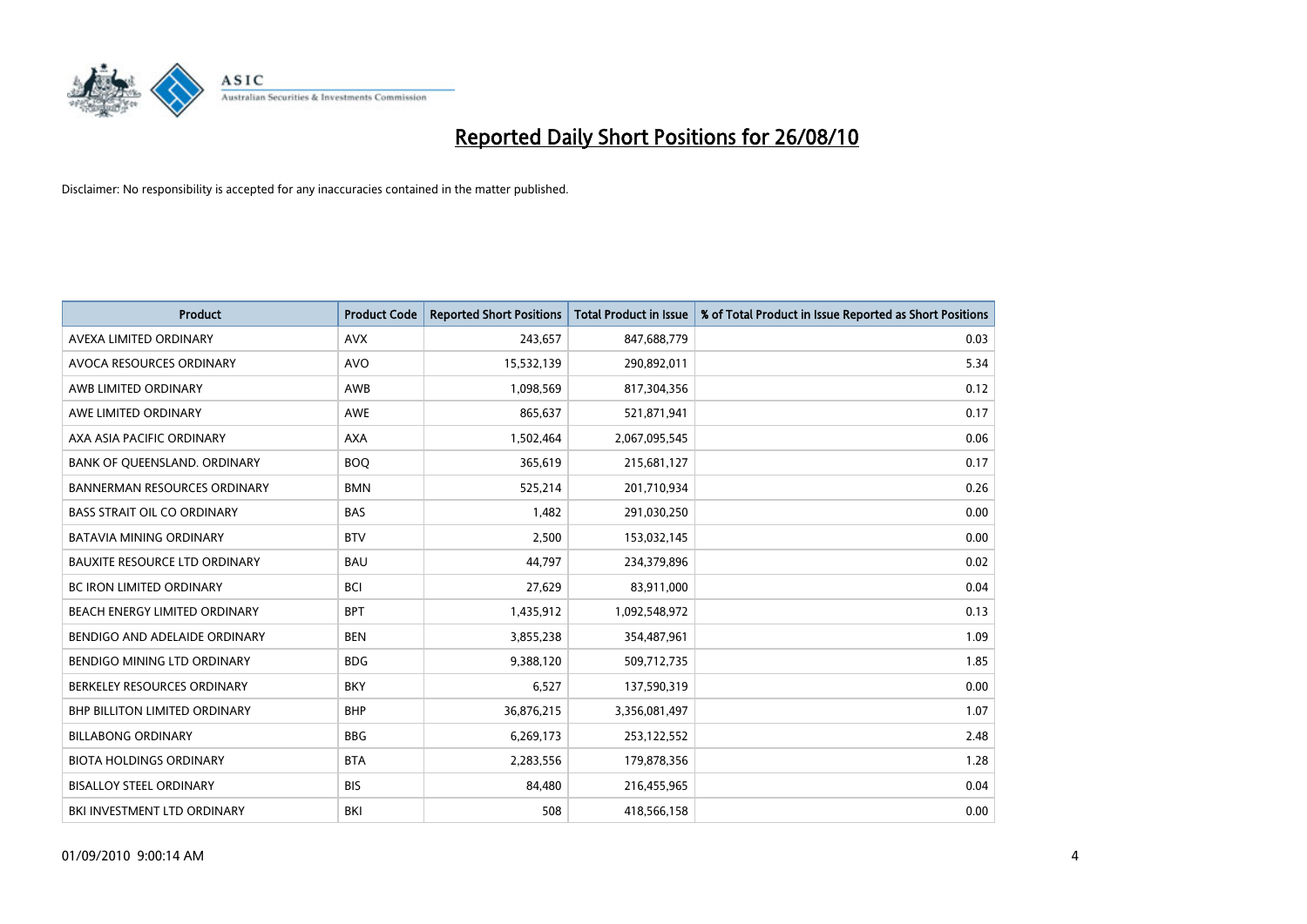# Reported Daily Short Positions for 26/08/10

Disclaimer: No responsibility is accepted for any inaccuracies contained in the matter published.

| Product | Product Code | Reported Short Positions | Total Product in Issue | % of Total Product in Issue Reported as Short Positions |
|---|---|---|---|---|
| AVEXA LIMITED ORDINARY | AVX | 243,657 | 847,688,779 | 0.03 |
| AVOCA RESOURCES ORDINARY | AVO | 15,532,139 | 290,892,011 | 5.34 |
| AWB LIMITED ORDINARY | AWB | 1,098,569 | 817,304,356 | 0.12 |
| AWE LIMITED ORDINARY | AWE | 865,637 | 521,871,941 | 0.17 |
| AXA ASIA PACIFIC ORDINARY | AXA | 1,502,464 | 2,067,095,545 | 0.06 |
| BANK OF QUEENSLAND. ORDINARY | BOQ | 365,619 | 215,681,127 | 0.17 |
| BANNERMAN RESOURCES ORDINARY | BMN | 525,214 | 201,710,934 | 0.26 |
| BASS STRAIT OIL CO ORDINARY | BAS | 1,482 | 291,030,250 | 0.00 |
| BATAVIA MINING ORDINARY | BTV | 2,500 | 153,032,145 | 0.00 |
| BAUXITE RESOURCE LTD ORDINARY | BAU | 44,797 | 234,379,896 | 0.02 |
| BC IRON LIMITED ORDINARY | BCI | 27,629 | 83,911,000 | 0.04 |
| BEACH ENERGY LIMITED ORDINARY | BPT | 1,435,912 | 1,092,548,972 | 0.13 |
| BENDIGO AND ADELAIDE ORDINARY | BEN | 3,855,238 | 354,487,961 | 1.09 |
| BENDIGO MINING LTD ORDINARY | BDG | 9,388,120 | 509,712,735 | 1.85 |
| BERKELEY RESOURCES ORDINARY | BKY | 6,527 | 137,590,319 | 0.00 |
| BHP BILLITON LIMITED ORDINARY | BHP | 36,876,215 | 3,356,081,497 | 1.07 |
| BILLABONG ORDINARY | BBG | 6,269,173 | 253,122,552 | 2.48 |
| BIOTA HOLDINGS ORDINARY | BTA | 2,283,556 | 179,878,356 | 1.28 |
| BISALLOY STEEL ORDINARY | BIS | 84,480 | 216,455,965 | 0.04 |
| BKI INVESTMENT LTD ORDINARY | BKI | 508 | 418,566,158 | 0.00 |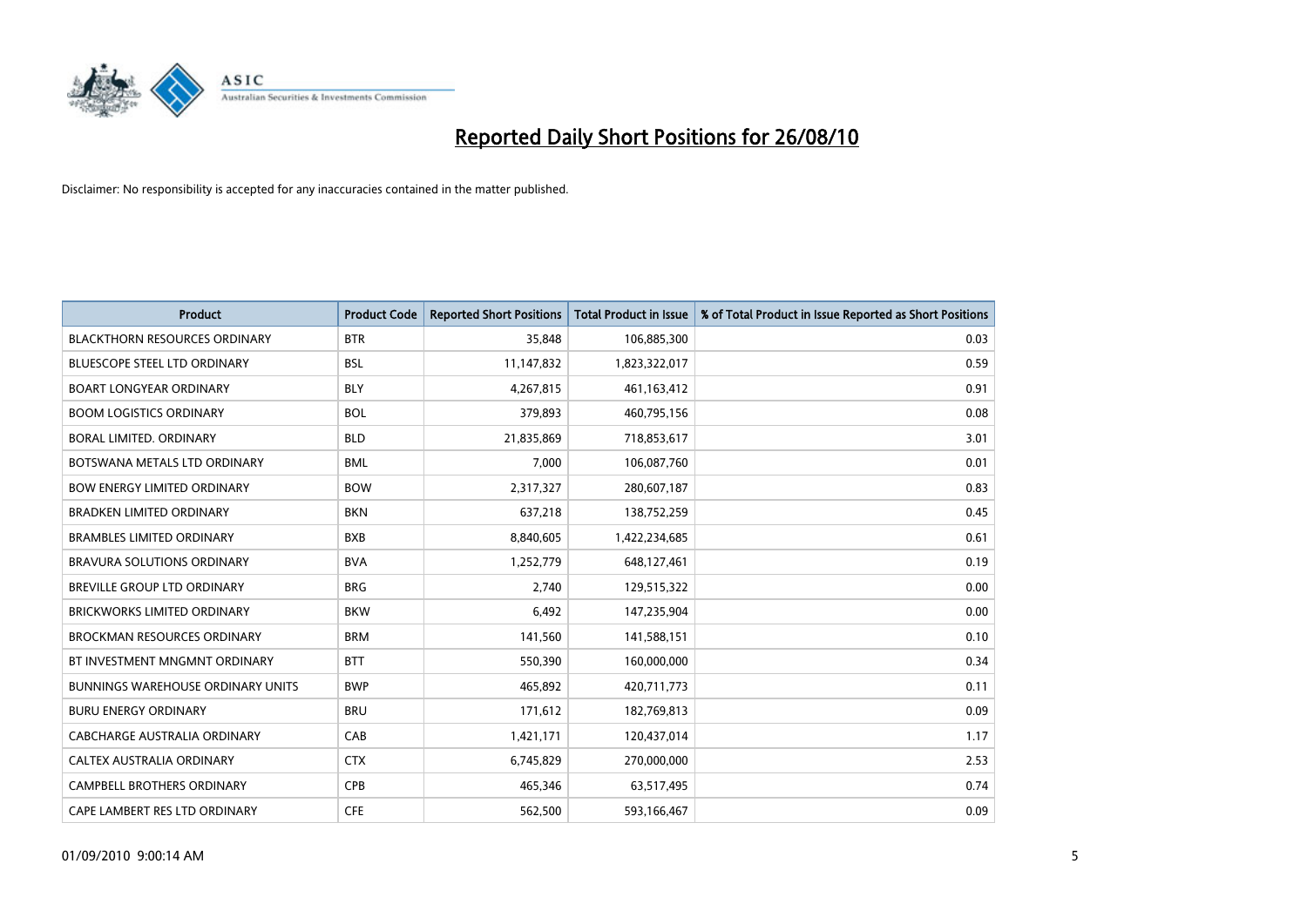# Reported Daily Short Positions for 26/08/10

Disclaimer: No responsibility is accepted for any inaccuracies contained in the matter published.

| Product | Product Code | Reported Short Positions | Total Product in Issue | % of Total Product in Issue Reported as Short Positions |
|---|---|---|---|---|
| BLACKTHORN RESOURCES ORDINARY | BTR | 35,848 | 106,885,300 | 0.03 |
| BLUESCOPE STEEL LTD ORDINARY | BSL | 11,147,832 | 1,823,322,017 | 0.59 |
| BOART LONGYEAR ORDINARY | BLY | 4,267,815 | 461,163,412 | 0.91 |
| BOOM LOGISTICS ORDINARY | BOL | 379,893 | 460,795,156 | 0.08 |
| BORAL LIMITED. ORDINARY | BLD | 21,835,869 | 718,853,617 | 3.01 |
| BOTSWANA METALS LTD ORDINARY | BML | 7,000 | 106,087,760 | 0.01 |
| BOW ENERGY LIMITED ORDINARY | BOW | 2,317,327 | 280,607,187 | 0.83 |
| BRADKEN LIMITED ORDINARY | BKN | 637,218 | 138,752,259 | 0.45 |
| BRAMBLES LIMITED ORDINARY | BXB | 8,840,605 | 1,422,234,685 | 0.61 |
| BRAVURA SOLUTIONS ORDINARY | BVA | 1,252,779 | 648,127,461 | 0.19 |
| BREVILLE GROUP LTD ORDINARY | BRG | 2,740 | 129,515,322 | 0.00 |
| BRICKWORKS LIMITED ORDINARY | BKW | 6,492 | 147,235,904 | 0.00 |
| BROCKMAN RESOURCES ORDINARY | BRM | 141,560 | 141,588,151 | 0.10 |
| BT INVESTMENT MNGMNT ORDINARY | BTT | 550,390 | 160,000,000 | 0.34 |
| BUNNINGS WAREHOUSE ORDINARY UNITS | BWP | 465,892 | 420,711,773 | 0.11 |
| BURU ENERGY ORDINARY | BRU | 171,612 | 182,769,813 | 0.09 |
| CABCHARGE AUSTRALIA ORDINARY | CAB | 1,421,171 | 120,437,014 | 1.17 |
| CALTEX AUSTRALIA ORDINARY | CTX | 6,745,829 | 270,000,000 | 2.53 |
| CAMPBELL BROTHERS ORDINARY | CPB | 465,346 | 63,517,495 | 0.74 |
| CAPE LAMBERT RES LTD ORDINARY | CFE | 562,500 | 593,166,467 | 0.09 |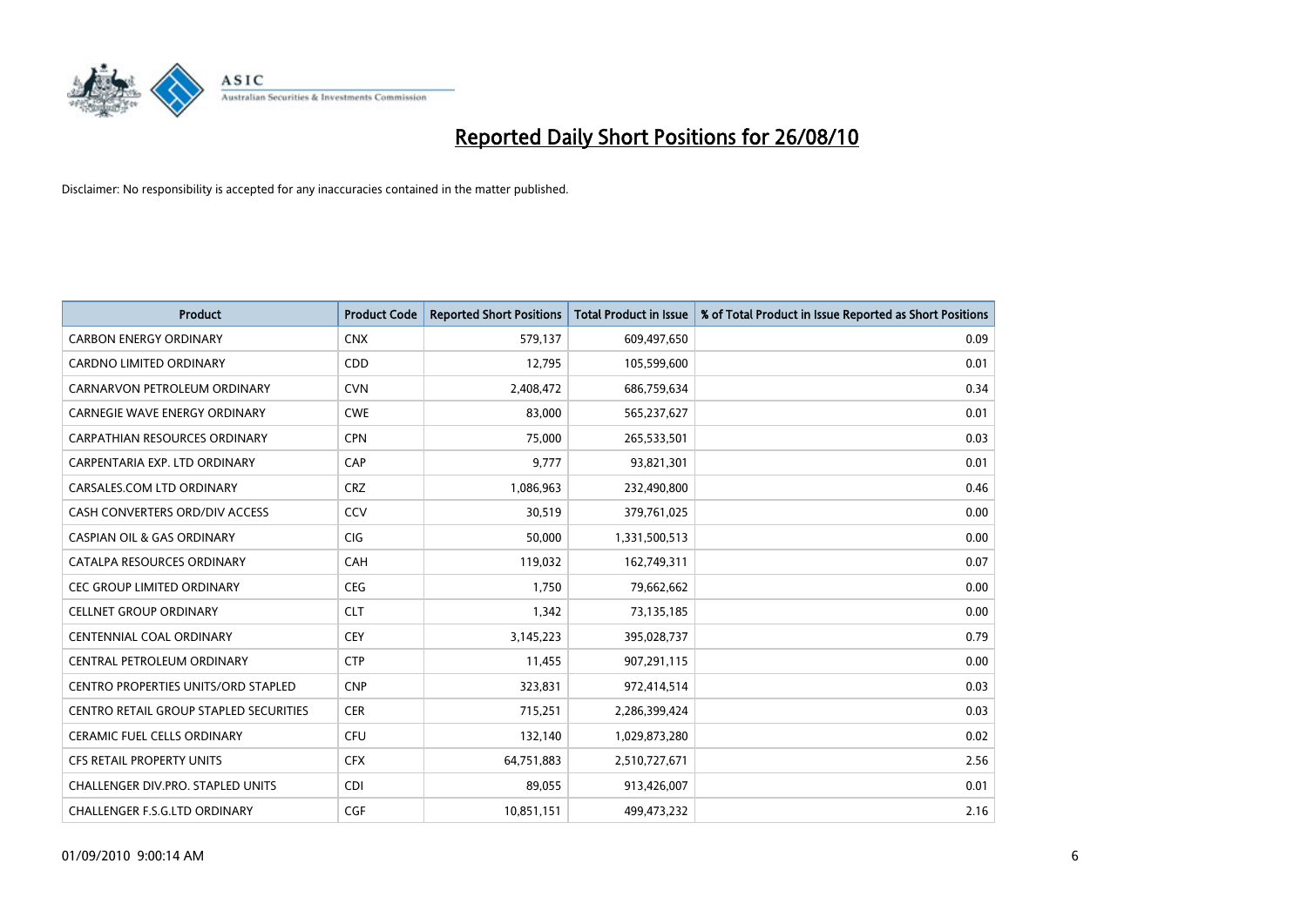# Reported Daily Short Positions for 26/08/10

Disclaimer: No responsibility is accepted for any inaccuracies contained in the matter published.

| Product | Product Code | Reported Short Positions | Total Product in Issue | % of Total Product in Issue Reported as Short Positions |
|---|---|---|---|---|
| CARBON ENERGY ORDINARY | CNX | 579,137 | 609,497,650 | 0.09 |
| CARDNO LIMITED ORDINARY | CDD | 12,795 | 105,599,600 | 0.01 |
| CARNARVON PETROLEUM ORDINARY | CVN | 2,408,472 | 686,759,634 | 0.34 |
| CARNEGIE WAVE ENERGY ORDINARY | CWE | 83,000 | 565,237,627 | 0.01 |
| CARPATHIAN RESOURCES ORDINARY | CPN | 75,000 | 265,533,501 | 0.03 |
| CARPENTARIA EXP. LTD ORDINARY | CAP | 9,777 | 93,821,301 | 0.01 |
| CARSALES.COM LTD ORDINARY | CRZ | 1,086,963 | 232,490,800 | 0.46 |
| CASH CONVERTERS ORD/DIV ACCESS | CCV | 30,519 | 379,761,025 | 0.00 |
| CASPIAN OIL & GAS ORDINARY | CIG | 50,000 | 1,331,500,513 | 0.00 |
| CATALPA RESOURCES ORDINARY | CAH | 119,032 | 162,749,311 | 0.07 |
| CEC GROUP LIMITED ORDINARY | CEG | 1,750 | 79,662,662 | 0.00 |
| CELLNET GROUP ORDINARY | CLT | 1,342 | 73,135,185 | 0.00 |
| CENTENNIAL COAL ORDINARY | CEY | 3,145,223 | 395,028,737 | 0.79 |
| CENTRAL PETROLEUM ORDINARY | CTP | 11,455 | 907,291,115 | 0.00 |
| CENTRO PROPERTIES UNITS/ORD STAPLED | CNP | 323,831 | 972,414,514 | 0.03 |
| CENTRO RETAIL GROUP STAPLED SECURITIES | CER | 715,251 | 2,286,399,424 | 0.03 |
| CERAMIC FUEL CELLS ORDINARY | CFU | 132,140 | 1,029,873,280 | 0.02 |
| CFS RETAIL PROPERTY UNITS | CFX | 64,751,883 | 2,510,727,671 | 2.56 |
| CHALLENGER DIV.PRO. STAPLED UNITS | CDI | 89,055 | 913,426,007 | 0.01 |
| CHALLENGER F.S.G.LTD ORDINARY | CGF | 10,851,151 | 499,473,232 | 2.16 |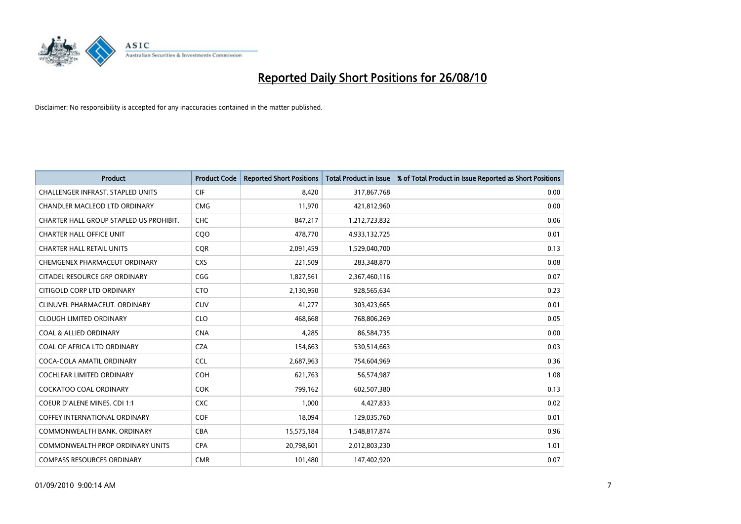# Reported Daily Short Positions for 26/08/10

Disclaimer: No responsibility is accepted for any inaccuracies contained in the matter published.

| Product | Product Code | Reported Short Positions | Total Product in Issue | % of Total Product in Issue Reported as Short Positions |
|---|---|---|---|---|
| CHALLENGER INFRAST. STAPLED UNITS | CIF | 8,420 | 317,867,768 | 0.00 |
| CHANDLER MACLEOD LTD ORDINARY | CMG | 11,970 | 421,812,960 | 0.00 |
| CHARTER HALL GROUP STAPLED US PROHIBIT. | CHC | 847,217 | 1,212,723,832 | 0.06 |
| CHARTER HALL OFFICE UNIT | CQO | 478,770 | 4,933,132,725 | 0.01 |
| CHARTER HALL RETAIL UNITS | CQR | 2,091,459 | 1,529,040,700 | 0.13 |
| CHEMGENEX PHARMACEUT ORDINARY | CXS | 221,509 | 283,348,870 | 0.08 |
| CITADEL RESOURCE GRP ORDINARY | CGG | 1,827,561 | 2,367,460,116 | 0.07 |
| CITIGOLD CORP LTD ORDINARY | CTO | 2,130,950 | 928,565,634 | 0.23 |
| CLINUVEL PHARMACEUT. ORDINARY | CUV | 41,277 | 303,423,665 | 0.01 |
| CLOUGH LIMITED ORDINARY | CLO | 468,668 | 768,806,269 | 0.05 |
| COAL & ALLIED ORDINARY | CNA | 4,285 | 86,584,735 | 0.00 |
| COAL OF AFRICA LTD ORDINARY | CZA | 154,663 | 530,514,663 | 0.03 |
| COCA-COLA AMATIL ORDINARY | CCL | 2,687,963 | 754,604,969 | 0.36 |
| COCHLEAR LIMITED ORDINARY | COH | 621,763 | 56,574,987 | 1.08 |
| COCKATOO COAL ORDINARY | COK | 799,162 | 602,507,380 | 0.13 |
| COEUR D'ALENE MINES. CDI 1:1 | CXC | 1,000 | 4,427,833 | 0.02 |
| COFFEY INTERNATIONAL ORDINARY | COF | 18,094 | 129,035,760 | 0.01 |
| COMMONWEALTH BANK. ORDINARY | CBA | 15,575,184 | 1,548,817,874 | 0.96 |
| COMMONWEALTH PROP ORDINARY UNITS | CPA | 20,798,601 | 2,012,803,230 | 1.01 |
| COMPASS RESOURCES ORDINARY | CMR | 101,480 | 147,402,920 | 0.07 |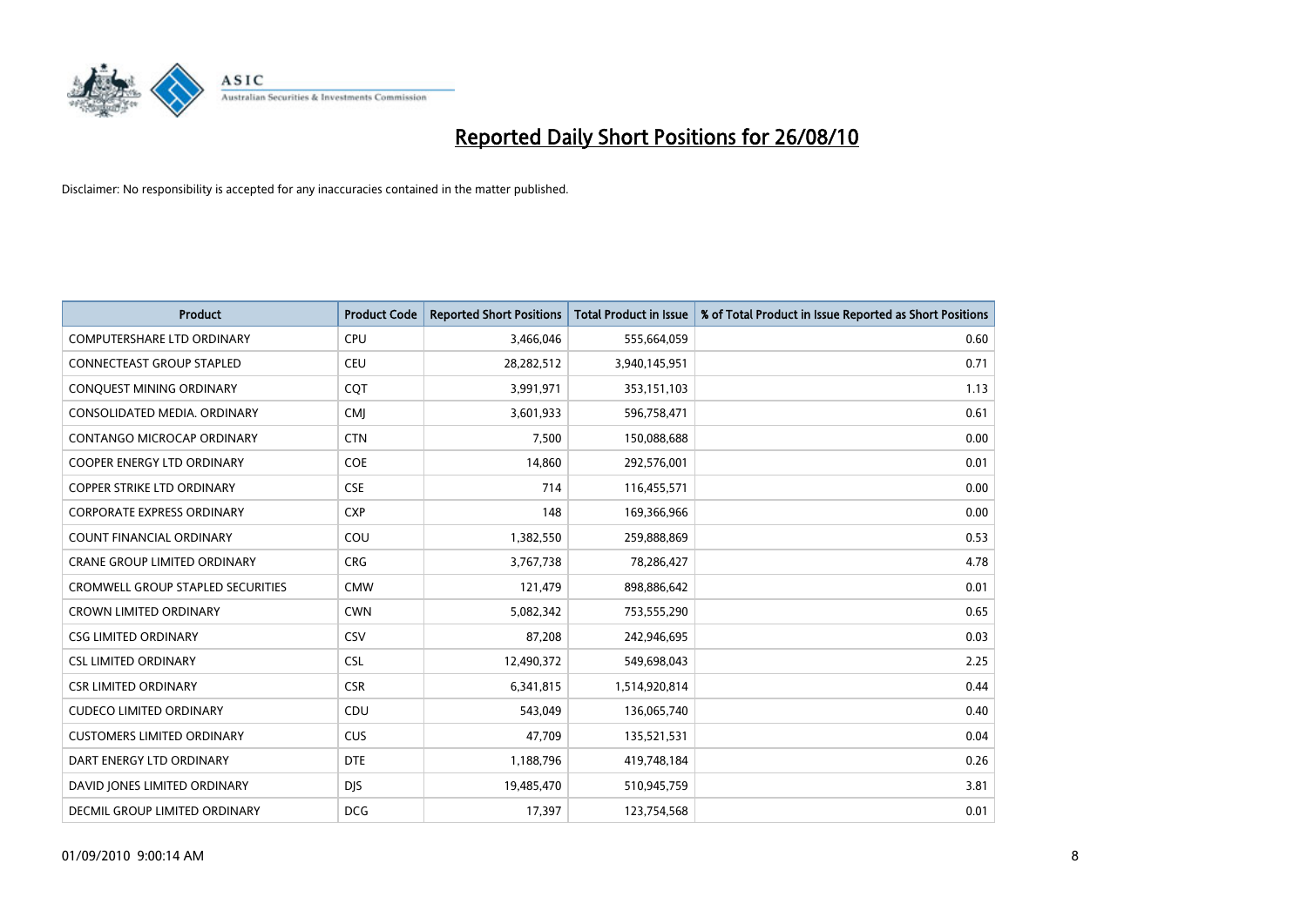# Reported Daily Short Positions for 26/08/10

Disclaimer: No responsibility is accepted for any inaccuracies contained in the matter published.

| Product | Product Code | Reported Short Positions | Total Product in Issue | % of Total Product in Issue Reported as Short Positions |
|---|---|---|---|---|
| COMPUTERSHARE LTD ORDINARY | CPU | 3,466,046 | 555,664,059 | 0.60 |
| CONNECTEAST GROUP STAPLED | CEU | 28,282,512 | 3,940,145,951 | 0.71 |
| CONQUEST MINING ORDINARY | CQT | 3,991,971 | 353,151,103 | 1.13 |
| CONSOLIDATED MEDIA. ORDINARY | CMJ | 3,601,933 | 596,758,471 | 0.61 |
| CONTANGO MICROCAP ORDINARY | CTN | 7,500 | 150,088,688 | 0.00 |
| COOPER ENERGY LTD ORDINARY | COE | 14,860 | 292,576,001 | 0.01 |
| COPPER STRIKE LTD ORDINARY | CSE | 714 | 116,455,571 | 0.00 |
| CORPORATE EXPRESS ORDINARY | CXP | 148 | 169,366,966 | 0.00 |
| COUNT FINANCIAL ORDINARY | COU | 1,382,550 | 259,888,869 | 0.53 |
| CRANE GROUP LIMITED ORDINARY | CRG | 3,767,738 | 78,286,427 | 4.78 |
| CROMWELL GROUP STAPLED SECURITIES | CMW | 121,479 | 898,886,642 | 0.01 |
| CROWN LIMITED ORDINARY | CWN | 5,082,342 | 753,555,290 | 0.65 |
| CSG LIMITED ORDINARY | CSV | 87,208 | 242,946,695 | 0.03 |
| CSL LIMITED ORDINARY | CSL | 12,490,372 | 549,698,043 | 2.25 |
| CSR LIMITED ORDINARY | CSR | 6,341,815 | 1,514,920,814 | 0.44 |
| CUDECO LIMITED ORDINARY | CDU | 543,049 | 136,065,740 | 0.40 |
| CUSTOMERS LIMITED ORDINARY | CUS | 47,709 | 135,521,531 | 0.04 |
| DART ENERGY LTD ORDINARY | DTE | 1,188,796 | 419,748,184 | 0.26 |
| DAVID JONES LIMITED ORDINARY | DJS | 19,485,470 | 510,945,759 | 3.81 |
| DECMIL GROUP LIMITED ORDINARY | DCG | 17,397 | 123,754,568 | 0.01 |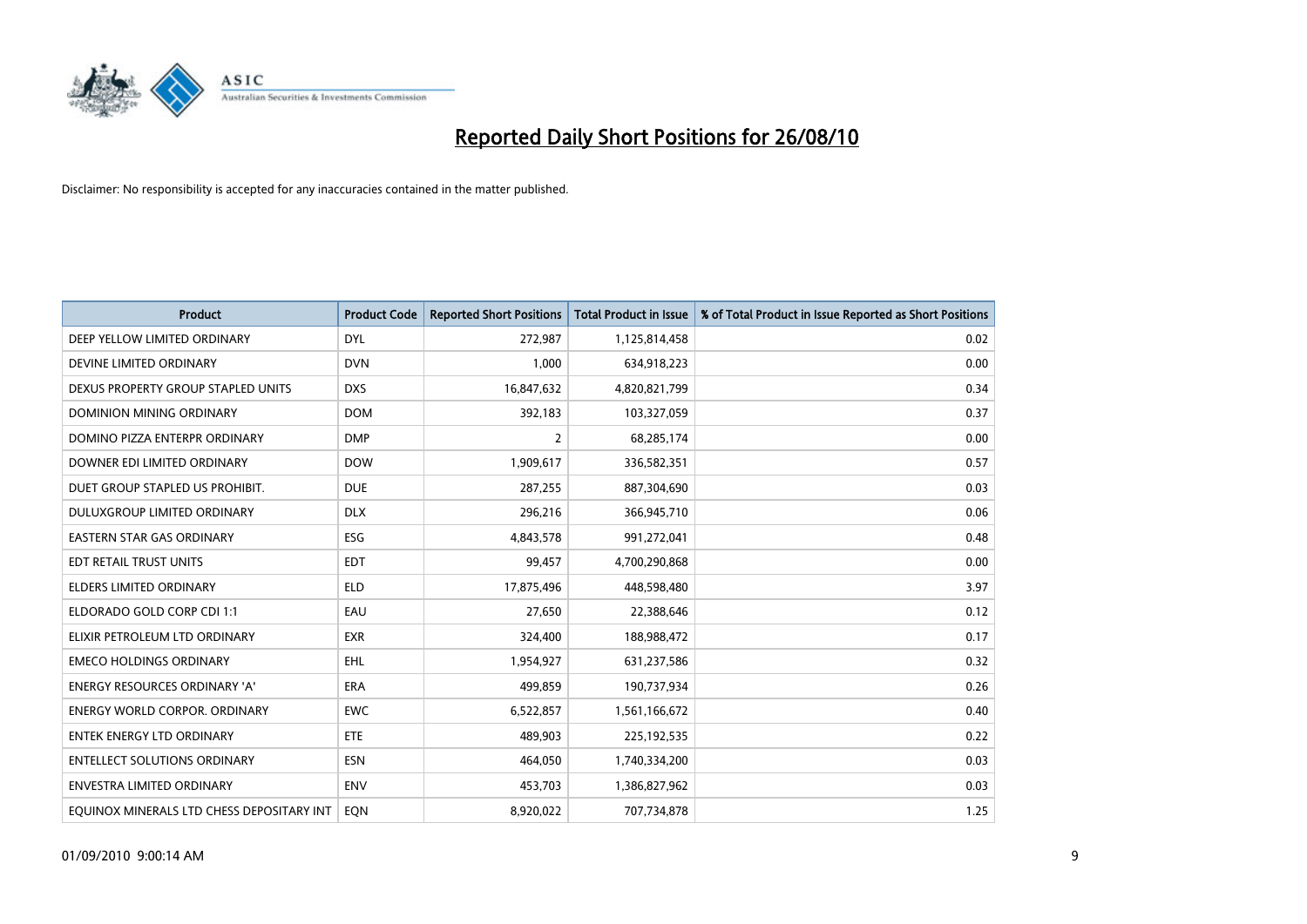# Reported Daily Short Positions for 26/08/10

Disclaimer: No responsibility is accepted for any inaccuracies contained in the matter published.

| Product | Product Code | Reported Short Positions | Total Product in Issue | % of Total Product in Issue Reported as Short Positions |
|---|---|---|---|---|
| DEEP YELLOW LIMITED ORDINARY | DYL | 272,987 | 1,125,814,458 | 0.02 |
| DEVINE LIMITED ORDINARY | DVN | 1,000 | 634,918,223 | 0.00 |
| DEXUS PROPERTY GROUP STAPLED UNITS | DXS | 16,847,632 | 4,820,821,799 | 0.34 |
| DOMINION MINING ORDINARY | DOM | 392,183 | 103,327,059 | 0.37 |
| DOMINO PIZZA ENTERPR ORDINARY | DMP | 2 | 68,285,174 | 0.00 |
| DOWNER EDI LIMITED ORDINARY | DOW | 1,909,617 | 336,582,351 | 0.57 |
| DUET GROUP STAPLED US PROHIBIT. | DUE | 287,255 | 887,304,690 | 0.03 |
| DULUXGROUP LIMITED ORDINARY | DLX | 296,216 | 366,945,710 | 0.06 |
| EASTERN STAR GAS ORDINARY | ESG | 4,843,578 | 991,272,041 | 0.48 |
| EDT RETAIL TRUST UNITS | EDT | 99,457 | 4,700,290,868 | 0.00 |
| ELDERS LIMITED ORDINARY | ELD | 17,875,496 | 448,598,480 | 3.97 |
| ELDORADO GOLD CORP CDI 1:1 | EAU | 27,650 | 22,388,646 | 0.12 |
| ELIXIR PETROLEUM LTD ORDINARY | EXR | 324,400 | 188,988,472 | 0.17 |
| EMECO HOLDINGS ORDINARY | EHL | 1,954,927 | 631,237,586 | 0.32 |
| ENERGY RESOURCES ORDINARY 'A' | ERA | 499,859 | 190,737,934 | 0.26 |
| ENERGY WORLD CORPOR. ORDINARY | EWC | 6,522,857 | 1,561,166,672 | 0.40 |
| ENTEK ENERGY LTD ORDINARY | ETE | 489,903 | 225,192,535 | 0.22 |
| ENTELLECT SOLUTIONS ORDINARY | ESN | 464,050 | 1,740,334,200 | 0.03 |
| ENVESTRA LIMITED ORDINARY | ENV | 453,703 | 1,386,827,962 | 0.03 |
| EQUINOX MINERALS LTD CHESS DEPOSITARY INT | EQN | 8,920,022 | 707,734,878 | 1.25 |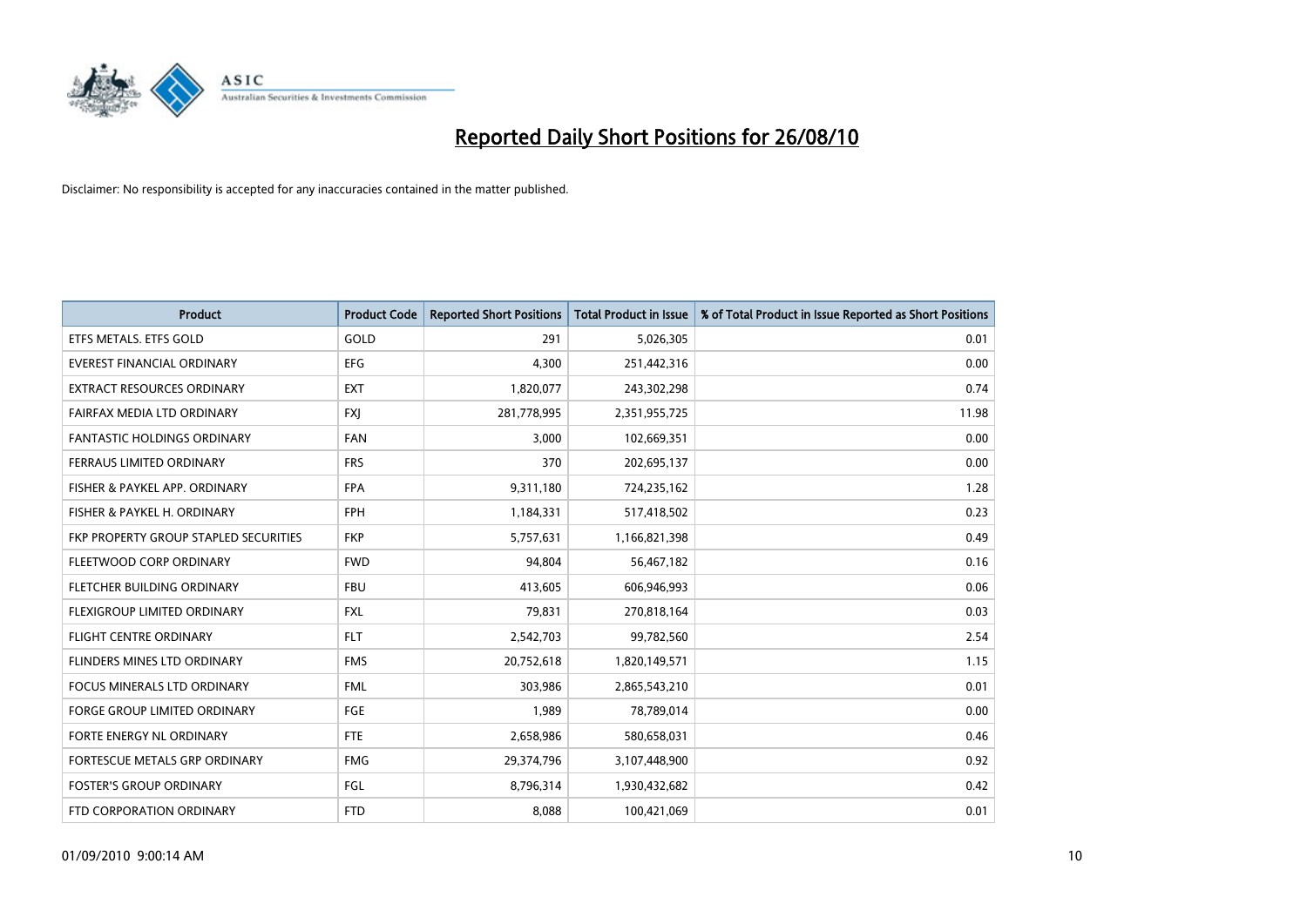# Reported Daily Short Positions for 26/08/10

Disclaimer: No responsibility is accepted for any inaccuracies contained in the matter published.

| Product | Product Code | Reported Short Positions | Total Product in Issue | % of Total Product in Issue Reported as Short Positions |
|---|---|---|---|---|
| ETFS METALS. ETFS GOLD | GOLD | 291 | 5,026,305 | 0.01 |
| EVEREST FINANCIAL ORDINARY | EFG | 4,300 | 251,442,316 | 0.00 |
| EXTRACT RESOURCES ORDINARY | EXT | 1,820,077 | 243,302,298 | 0.74 |
| FAIRFAX MEDIA LTD ORDINARY | FXJ | 281,778,995 | 2,351,955,725 | 11.98 |
| FANTASTIC HOLDINGS ORDINARY | FAN | 3,000 | 102,669,351 | 0.00 |
| FERRAUS LIMITED ORDINARY | FRS | 370 | 202,695,137 | 0.00 |
| FISHER & PAYKEL APP. ORDINARY | FPA | 9,311,180 | 724,235,162 | 1.28 |
| FISHER & PAYKEL H. ORDINARY | FPH | 1,184,331 | 517,418,502 | 0.23 |
| FKP PROPERTY GROUP STAPLED SECURITIES | FKP | 5,757,631 | 1,166,821,398 | 0.49 |
| FLEETWOOD CORP ORDINARY | FWD | 94,804 | 56,467,182 | 0.16 |
| FLETCHER BUILDING ORDINARY | FBU | 413,605 | 606,946,993 | 0.06 |
| FLEXIGROUP LIMITED ORDINARY | FXL | 79,831 | 270,818,164 | 0.03 |
| FLIGHT CENTRE ORDINARY | FLT | 2,542,703 | 99,782,560 | 2.54 |
| FLINDERS MINES LTD ORDINARY | FMS | 20,752,618 | 1,820,149,571 | 1.15 |
| FOCUS MINERALS LTD ORDINARY | FML | 303,986 | 2,865,543,210 | 0.01 |
| FORGE GROUP LIMITED ORDINARY | FGE | 1,989 | 78,789,014 | 0.00 |
| FORTE ENERGY NL ORDINARY | FTE | 2,658,986 | 580,658,031 | 0.46 |
| FORTESCUE METALS GRP ORDINARY | FMG | 29,374,796 | 3,107,448,900 | 0.92 |
| FOSTER'S GROUP ORDINARY | FGL | 8,796,314 | 1,930,432,682 | 0.42 |
| FTD CORPORATION ORDINARY | FTD | 8,088 | 100,421,069 | 0.01 |

01/09/2010 9:00:14 AM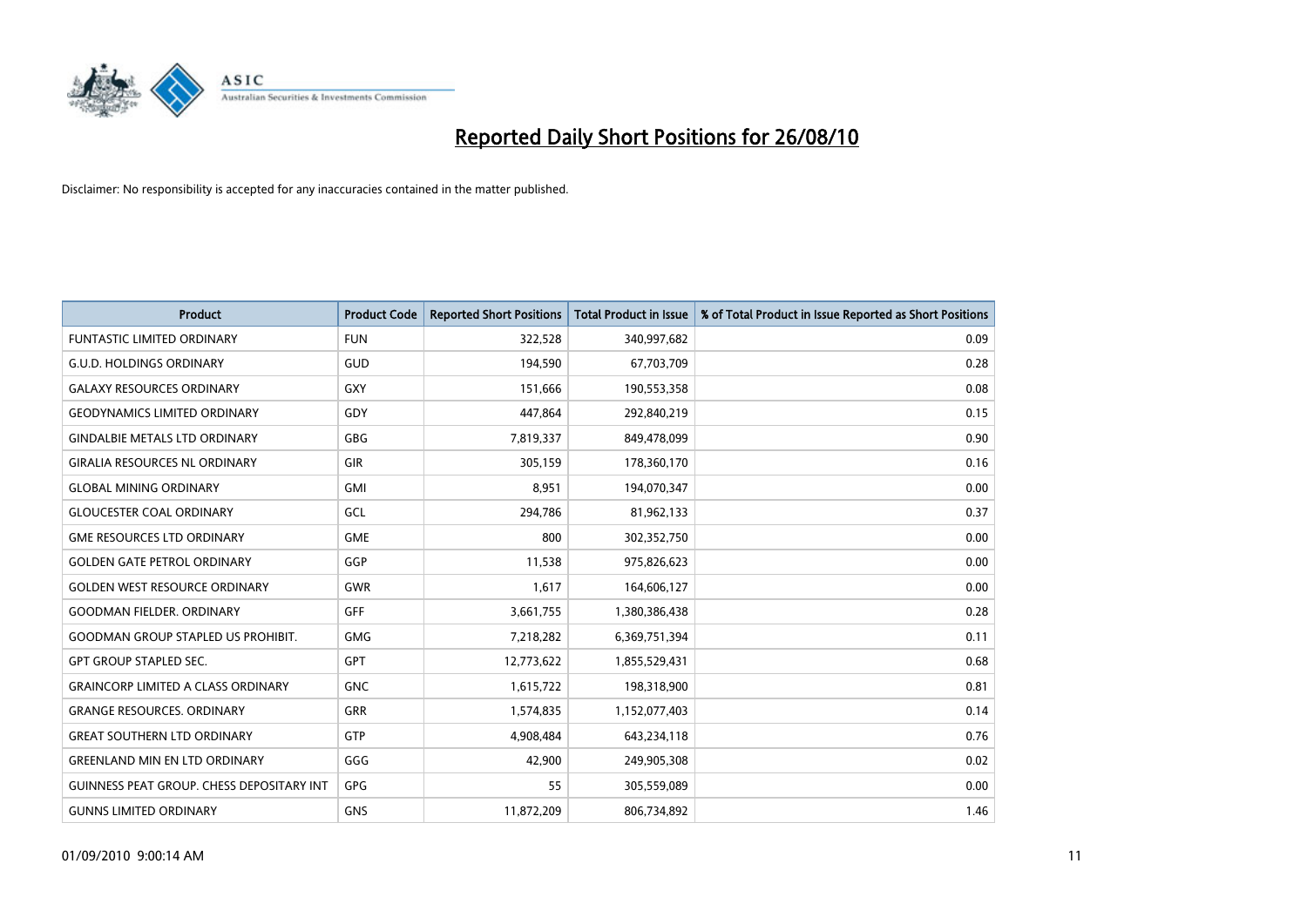# Reported Daily Short Positions for 26/08/10

Disclaimer: No responsibility is accepted for any inaccuracies contained in the matter published.

| Product | Product Code | Reported Short Positions | Total Product in Issue | % of Total Product in Issue Reported as Short Positions |
|---|---|---|---|---|
| FUNTASTIC LIMITED ORDINARY | FUN | 322,528 | 340,997,682 | 0.09 |
| G.U.D. HOLDINGS ORDINARY | GUD | 194,590 | 67,703,709 | 0.28 |
| GALAXY RESOURCES ORDINARY | GXY | 151,666 | 190,553,358 | 0.08 |
| GEODYNAMICS LIMITED ORDINARY | GDY | 447,864 | 292,840,219 | 0.15 |
| GINDALBIE METALS LTD ORDINARY | GBG | 7,819,337 | 849,478,099 | 0.90 |
| GIRALIA RESOURCES NL ORDINARY | GIR | 305,159 | 178,360,170 | 0.16 |
| GLOBAL MINING ORDINARY | GMI | 8,951 | 194,070,347 | 0.00 |
| GLOUCESTER COAL ORDINARY | GCL | 294,786 | 81,962,133 | 0.37 |
| GME RESOURCES LTD ORDINARY | GME | 800 | 302,352,750 | 0.00 |
| GOLDEN GATE PETROL ORDINARY | GGP | 11,538 | 975,826,623 | 0.00 |
| GOLDEN WEST RESOURCE ORDINARY | GWR | 1,617 | 164,606,127 | 0.00 |
| GOODMAN FIELDER. ORDINARY | GFF | 3,661,755 | 1,380,386,438 | 0.28 |
| GOODMAN GROUP STAPLED US PROHIBIT. | GMG | 7,218,282 | 6,369,751,394 | 0.11 |
| GPT GROUP STAPLED SEC. | GPT | 12,773,622 | 1,855,529,431 | 0.68 |
| GRAINCORP LIMITED A CLASS ORDINARY | GNC | 1,615,722 | 198,318,900 | 0.81 |
| GRANGE RESOURCES. ORDINARY | GRR | 1,574,835 | 1,152,077,403 | 0.14 |
| GREAT SOUTHERN LTD ORDINARY | GTP | 4,908,484 | 643,234,118 | 0.76 |
| GREENLAND MIN EN LTD ORDINARY | GGG | 42,900 | 249,905,308 | 0.02 |
| GUINNESS PEAT GROUP. CHESS DEPOSITARY INT | GPG | 55 | 305,559,089 | 0.00 |
| GUNNS LIMITED ORDINARY | GNS | 11,872,209 | 806,734,892 | 1.46 |

01/09/2010 9:00:14 AM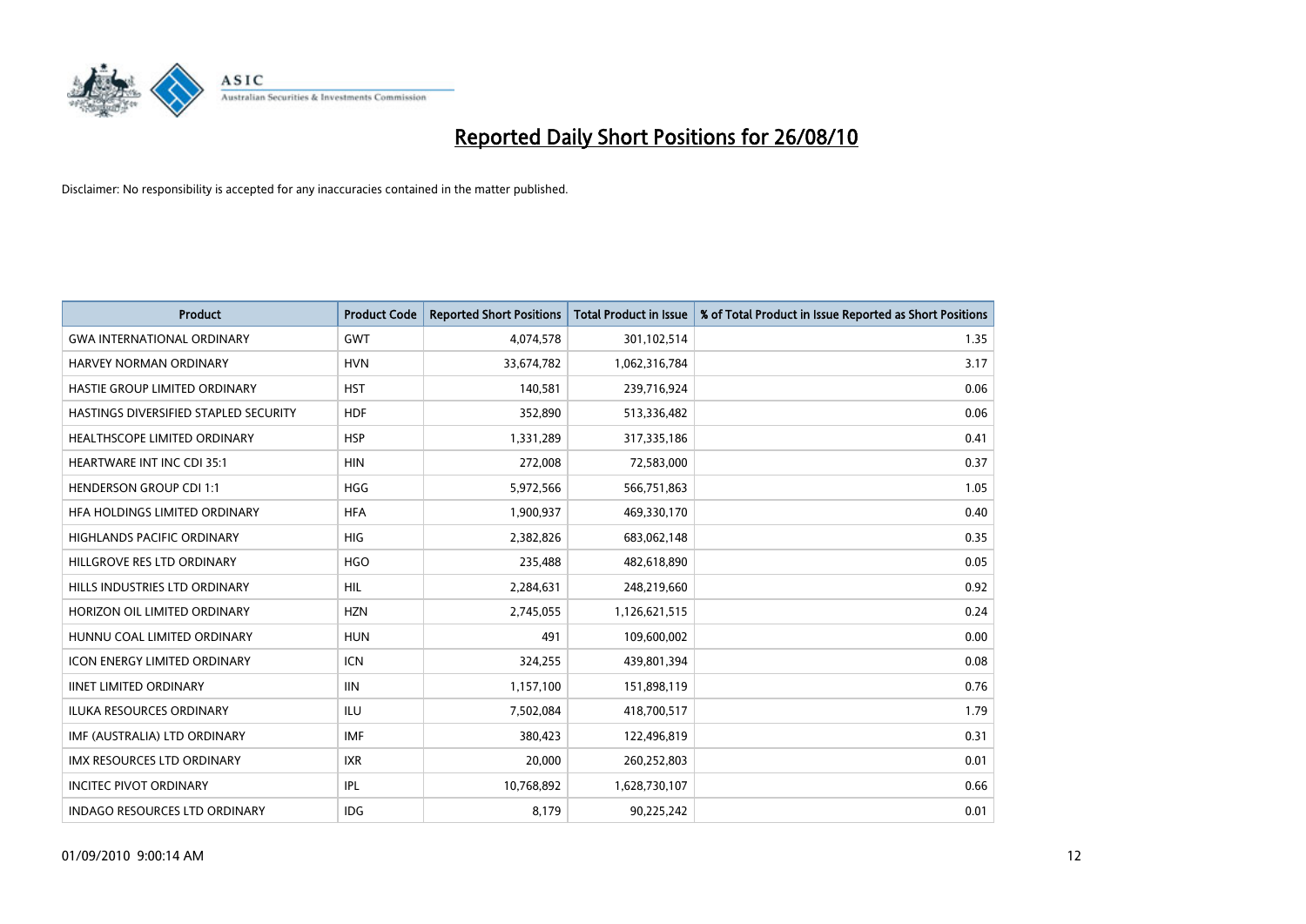# Reported Daily Short Positions for 26/08/10

Disclaimer: No responsibility is accepted for any inaccuracies contained in the matter published.

| Product | Product Code | Reported Short Positions | Total Product in Issue | % of Total Product in Issue Reported as Short Positions |
|---|---|---|---|---|
| GWA INTERNATIONAL ORDINARY | GWT | 4,074,578 | 301,102,514 | 1.35 |
| HARVEY NORMAN ORDINARY | HVN | 33,674,782 | 1,062,316,784 | 3.17 |
| HASTIE GROUP LIMITED ORDINARY | HST | 140,581 | 239,716,924 | 0.06 |
| HASTINGS DIVERSIFIED STAPLED SECURITY | HDF | 352,890 | 513,336,482 | 0.06 |
| HEALTHSCOPE LIMITED ORDINARY | HSP | 1,331,289 | 317,335,186 | 0.41 |
| HEARTWARE INT INC CDI 35:1 | HIN | 272,008 | 72,583,000 | 0.37 |
| HENDERSON GROUP CDI 1:1 | HGG | 5,972,566 | 566,751,863 | 1.05 |
| HFA HOLDINGS LIMITED ORDINARY | HFA | 1,900,937 | 469,330,170 | 0.40 |
| HIGHLANDS PACIFIC ORDINARY | HIG | 2,382,826 | 683,062,148 | 0.35 |
| HILLGROVE RES LTD ORDINARY | HGO | 235,488 | 482,618,890 | 0.05 |
| HILLS INDUSTRIES LTD ORDINARY | HIL | 2,284,631 | 248,219,660 | 0.92 |
| HORIZON OIL LIMITED ORDINARY | HZN | 2,745,055 | 1,126,621,515 | 0.24 |
| HUNNU COAL LIMITED ORDINARY | HUN | 491 | 109,600,002 | 0.00 |
| ICON ENERGY LIMITED ORDINARY | ICN | 324,255 | 439,801,394 | 0.08 |
| IINET LIMITED ORDINARY | IIN | 1,157,100 | 151,898,119 | 0.76 |
| ILUKA RESOURCES ORDINARY | ILU | 7,502,084 | 418,700,517 | 1.79 |
| IMF (AUSTRALIA) LTD ORDINARY | IMF | 380,423 | 122,496,819 | 0.31 |
| IMX RESOURCES LTD ORDINARY | IXR | 20,000 | 260,252,803 | 0.01 |
| INCITEC PIVOT ORDINARY | IPL | 10,768,892 | 1,628,730,107 | 0.66 |
| INDAGO RESOURCES LTD ORDINARY | IDG | 8,179 | 90,225,242 | 0.01 |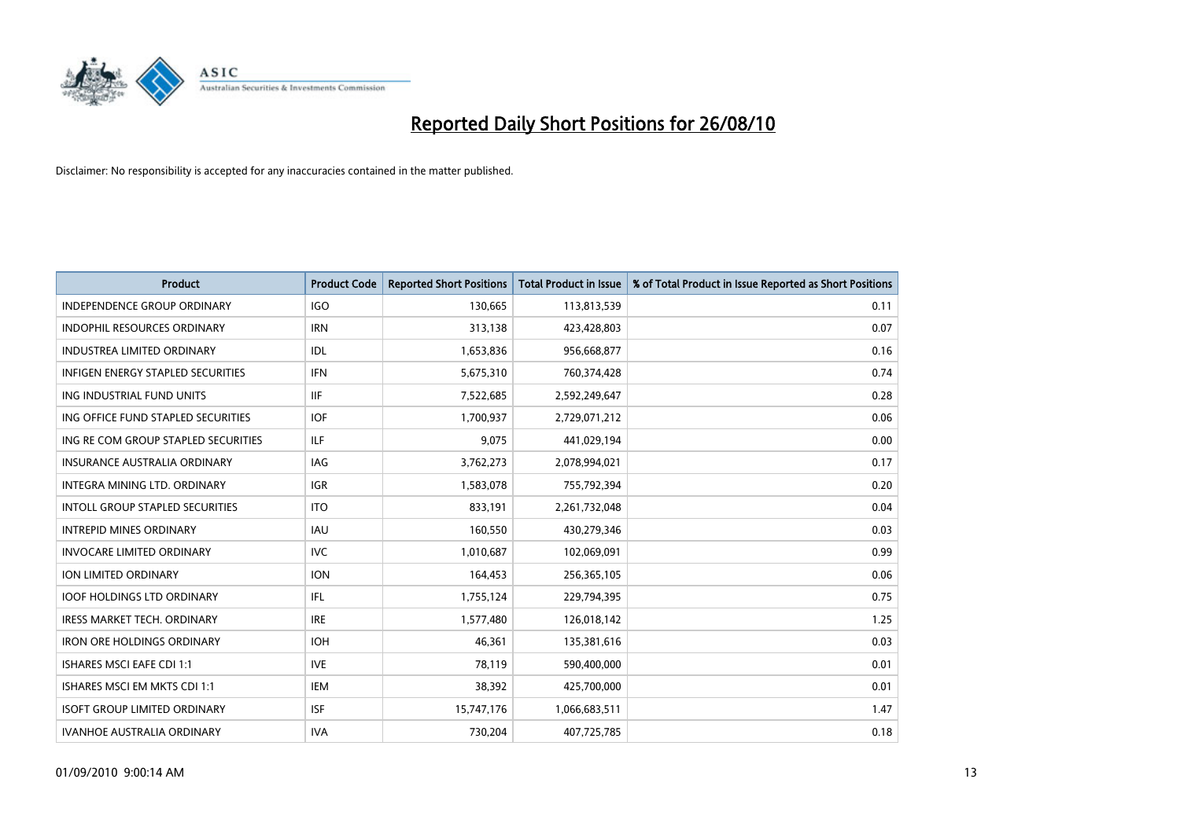# Reported Daily Short Positions for 26/08/10

Disclaimer: No responsibility is accepted for any inaccuracies contained in the matter published.

| Product | Product Code | Reported Short Positions | Total Product in Issue | % of Total Product in Issue Reported as Short Positions |
|---|---|---|---|---|
| INDEPENDENCE GROUP ORDINARY | IGO | 130,665 | 113,813,539 | 0.11 |
| INDOPHIL RESOURCES ORDINARY | IRN | 313,138 | 423,428,803 | 0.07 |
| INDUSTREA LIMITED ORDINARY | IDL | 1,653,836 | 956,668,877 | 0.16 |
| INFIGEN ENERGY STAPLED SECURITIES | IFN | 5,675,310 | 760,374,428 | 0.74 |
| ING INDUSTRIAL FUND UNITS | IIF | 7,522,685 | 2,592,249,647 | 0.28 |
| ING OFFICE FUND STAPLED SECURITIES | IOF | 1,700,937 | 2,729,071,212 | 0.06 |
| ING RE COM GROUP STAPLED SECURITIES | ILF | 9,075 | 441,029,194 | 0.00 |
| INSURANCE AUSTRALIA ORDINARY | IAG | 3,762,273 | 2,078,994,021 | 0.17 |
| INTEGRA MINING LTD. ORDINARY | IGR | 1,583,078 | 755,792,394 | 0.20 |
| INTOLL GROUP STAPLED SECURITIES | ITO | 833,191 | 2,261,732,048 | 0.04 |
| INTREPID MINES ORDINARY | IAU | 160,550 | 430,279,346 | 0.03 |
| INVOCARE LIMITED ORDINARY | IVC | 1,010,687 | 102,069,091 | 0.99 |
| ION LIMITED ORDINARY | ION | 164,453 | 256,365,105 | 0.06 |
| IOOF HOLDINGS LTD ORDINARY | IFL | 1,755,124 | 229,794,395 | 0.75 |
| IRESS MARKET TECH. ORDINARY | IRE | 1,577,480 | 126,018,142 | 1.25 |
| IRON ORE HOLDINGS ORDINARY | IOH | 46,361 | 135,381,616 | 0.03 |
| ISHARES MSCI EAFE CDI 1:1 | IVE | 78,119 | 590,400,000 | 0.01 |
| ISHARES MSCI EM MKTS CDI 1:1 | IEM | 38,392 | 425,700,000 | 0.01 |
| ISOFT GROUP LIMITED ORDINARY | ISF | 15,747,176 | 1,066,683,511 | 1.47 |
| IVANHOE AUSTRALIA ORDINARY | IVA | 730,204 | 407,725,785 | 0.18 |

01/09/2010 9:00:14 AM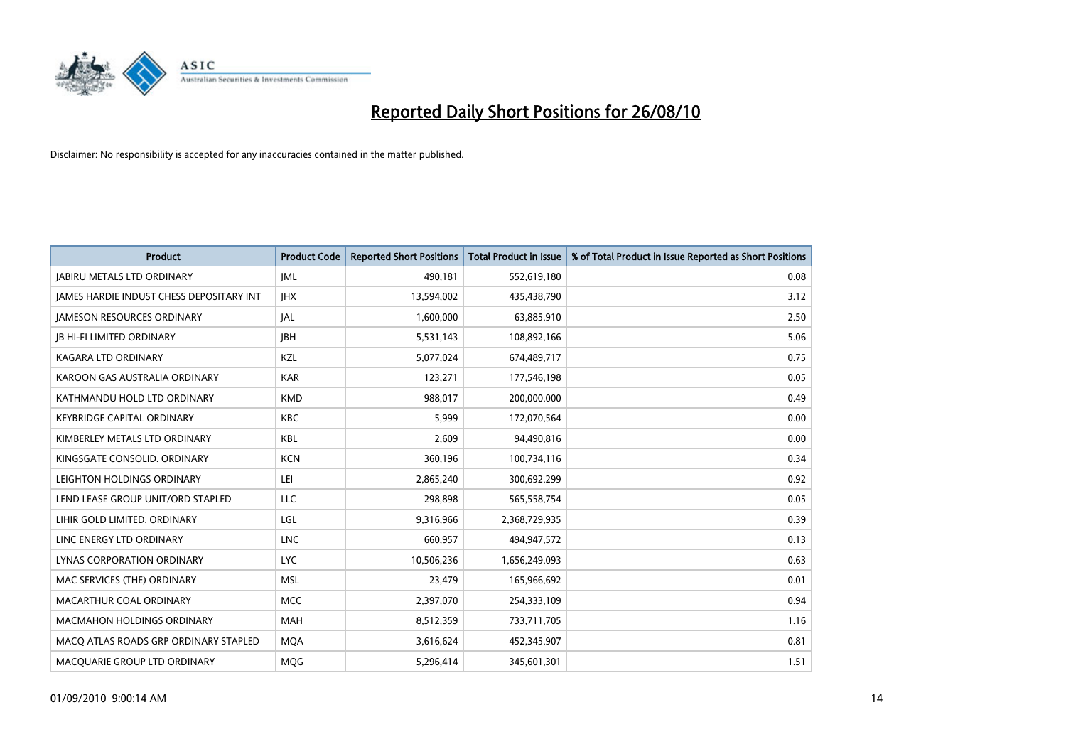# Reported Daily Short Positions for 26/08/10

Disclaimer: No responsibility is accepted for any inaccuracies contained in the matter published.

| Product | Product Code | Reported Short Positions | Total Product in Issue | % of Total Product in Issue Reported as Short Positions |
|---|---|---|---|---|
| JABIRU METALS LTD ORDINARY | JML | 490,181 | 552,619,180 | 0.08 |
| JAMES HARDIE INDUST CHESS DEPOSITARY INT | JHX | 13,594,002 | 435,438,790 | 3.12 |
| JAMESON RESOURCES ORDINARY | JAL | 1,600,000 | 63,885,910 | 2.50 |
| JB HI-FI LIMITED ORDINARY | JBH | 5,531,143 | 108,892,166 | 5.06 |
| KAGARA LTD ORDINARY | KZL | 5,077,024 | 674,489,717 | 0.75 |
| KAROON GAS AUSTRALIA ORDINARY | KAR | 123,271 | 177,546,198 | 0.05 |
| KATHMANDU HOLD LTD ORDINARY | KMD | 988,017 | 200,000,000 | 0.49 |
| KEYBRIDGE CAPITAL ORDINARY | KBC | 5,999 | 172,070,564 | 0.00 |
| KIMBERLEY METALS LTD ORDINARY | KBL | 2,609 | 94,490,816 | 0.00 |
| KINGSGATE CONSOLID. ORDINARY | KCN | 360,196 | 100,734,116 | 0.34 |
| LEIGHTON HOLDINGS ORDINARY | LEI | 2,865,240 | 300,692,299 | 0.92 |
| LEND LEASE GROUP UNIT/ORD STAPLED | LLC | 298,898 | 565,558,754 | 0.05 |
| LIHIR GOLD LIMITED. ORDINARY | LGL | 9,316,966 | 2,368,729,935 | 0.39 |
| LINC ENERGY LTD ORDINARY | LNC | 660,957 | 494,947,572 | 0.13 |
| LYNAS CORPORATION ORDINARY | LYC | 10,506,236 | 1,656,249,093 | 0.63 |
| MAC SERVICES (THE) ORDINARY | MSL | 23,479 | 165,966,692 | 0.01 |
| MACARTHUR COAL ORDINARY | MCC | 2,397,070 | 254,333,109 | 0.94 |
| MACMAHON HOLDINGS ORDINARY | MAH | 8,512,359 | 733,711,705 | 1.16 |
| MACQ ATLAS ROADS GRP ORDINARY STAPLED | MQA | 3,616,624 | 452,345,907 | 0.81 |
| MACQUARIE GROUP LTD ORDINARY | MQG | 5,296,414 | 345,601,301 | 1.51 |

01/09/2010 9:00:14 AM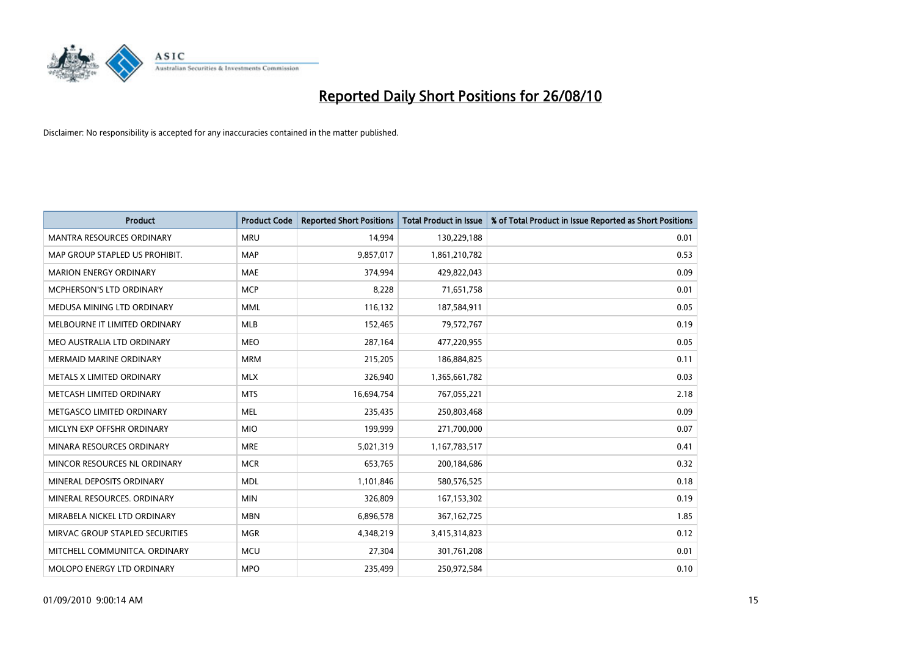# Reported Daily Short Positions for 26/08/10

Disclaimer: No responsibility is accepted for any inaccuracies contained in the matter published.

| Product | Product Code | Reported Short Positions | Total Product in Issue | % of Total Product in Issue Reported as Short Positions |
|---|---|---|---|---|
| MANTRA RESOURCES ORDINARY | MRU | 14,994 | 130,229,188 | 0.01 |
| MAP GROUP STAPLED US PROHIBIT. | MAP | 9,857,017 | 1,861,210,782 | 0.53 |
| MARION ENERGY ORDINARY | MAE | 374,994 | 429,822,043 | 0.09 |
| MCPHERSON'S LTD ORDINARY | MCP | 8,228 | 71,651,758 | 0.01 |
| MEDUSA MINING LTD ORDINARY | MML | 116,132 | 187,584,911 | 0.05 |
| MELBOURNE IT LIMITED ORDINARY | MLB | 152,465 | 79,572,767 | 0.19 |
| MEO AUSTRALIA LTD ORDINARY | MEO | 287,164 | 477,220,955 | 0.05 |
| MERMAID MARINE ORDINARY | MRM | 215,205 | 186,884,825 | 0.11 |
| METALS X LIMITED ORDINARY | MLX | 326,940 | 1,365,661,782 | 0.03 |
| METCASH LIMITED ORDINARY | MTS | 16,694,754 | 767,055,221 | 2.18 |
| METGASCO LIMITED ORDINARY | MEL | 235,435 | 250,803,468 | 0.09 |
| MICLYN EXP OFFSHR ORDINARY | MIO | 199,999 | 271,700,000 | 0.07 |
| MINARA RESOURCES ORDINARY | MRE | 5,021,319 | 1,167,783,517 | 0.41 |
| MINCOR RESOURCES NL ORDINARY | MCR | 653,765 | 200,184,686 | 0.32 |
| MINERAL DEPOSITS ORDINARY | MDL | 1,101,846 | 580,576,525 | 0.18 |
| MINERAL RESOURCES. ORDINARY | MIN | 326,809 | 167,153,302 | 0.19 |
| MIRABELA NICKEL LTD ORDINARY | MBN | 6,896,578 | 367,162,725 | 1.85 |
| MIRVAC GROUP STAPLED SECURITIES | MGR | 4,348,219 | 3,415,314,823 | 0.12 |
| MITCHELL COMMUNITCA. ORDINARY | MCU | 27,304 | 301,761,208 | 0.01 |
| MOLOPO ENERGY LTD ORDINARY | MPO | 235,499 | 250,972,584 | 0.10 |

01/09/2010 9:00:14 AM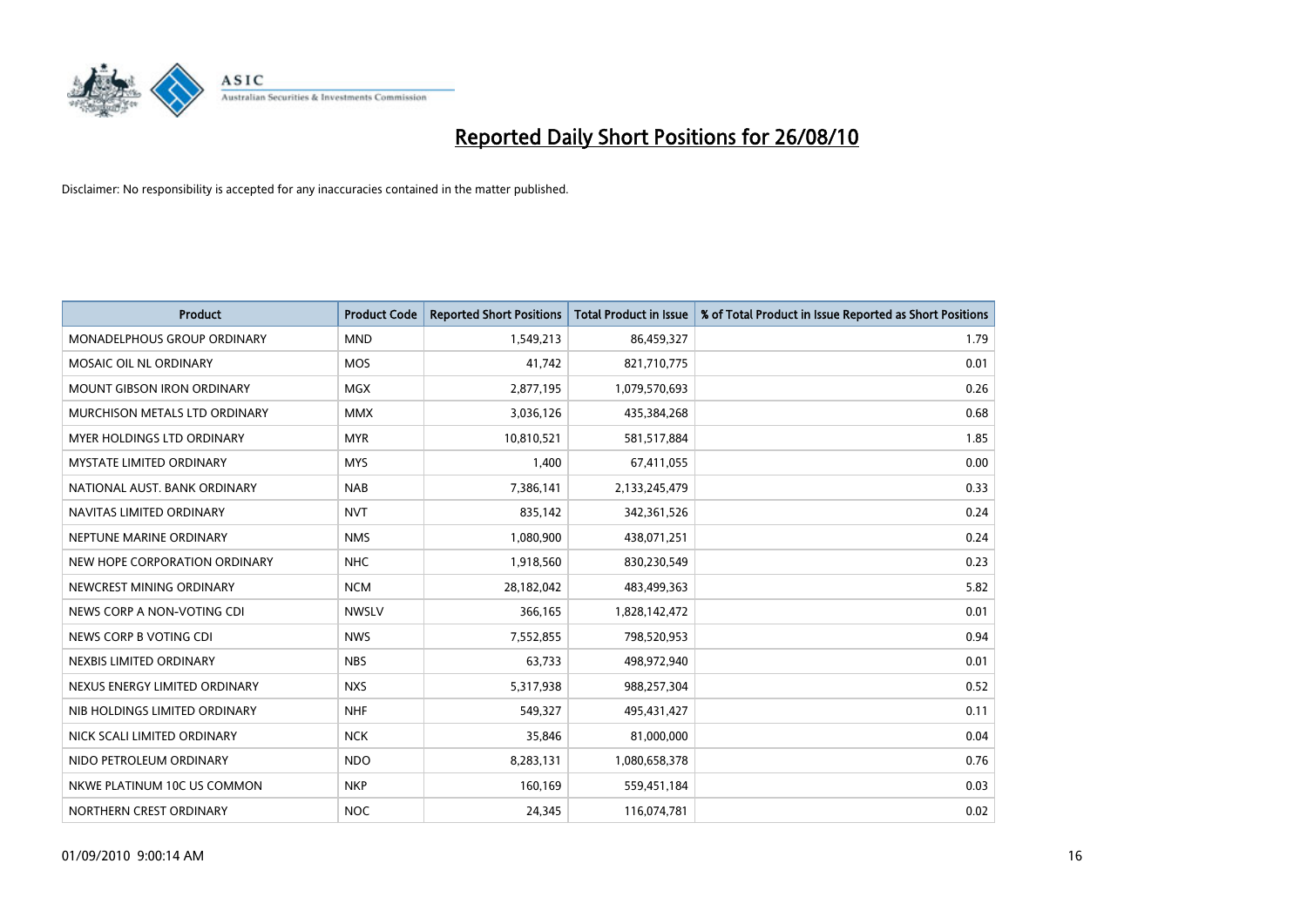# Reported Daily Short Positions for 26/08/10

Disclaimer: No responsibility is accepted for any inaccuracies contained in the matter published.

| Product | Product Code | Reported Short Positions | Total Product in Issue | % of Total Product in Issue Reported as Short Positions |
|---|---|---|---|---|
| MONADELPHOUS GROUP ORDINARY | MND | 1,549,213 | 86,459,327 | 1.79 |
| MOSAIC OIL NL ORDINARY | MOS | 41,742 | 821,710,775 | 0.01 |
| MOUNT GIBSON IRON ORDINARY | MGX | 2,877,195 | 1,079,570,693 | 0.26 |
| MURCHISON METALS LTD ORDINARY | MMX | 3,036,126 | 435,384,268 | 0.68 |
| MYER HOLDINGS LTD ORDINARY | MYR | 10,810,521 | 581,517,884 | 1.85 |
| MYSTATE LIMITED ORDINARY | MYS | 1,400 | 67,411,055 | 0.00 |
| NATIONAL AUST. BANK ORDINARY | NAB | 7,386,141 | 2,133,245,479 | 0.33 |
| NAVITAS LIMITED ORDINARY | NVT | 835,142 | 342,361,526 | 0.24 |
| NEPTUNE MARINE ORDINARY | NMS | 1,080,900 | 438,071,251 | 0.24 |
| NEW HOPE CORPORATION ORDINARY | NHC | 1,918,560 | 830,230,549 | 0.23 |
| NEWCREST MINING ORDINARY | NCM | 28,182,042 | 483,499,363 | 5.82 |
| NEWS CORP A NON-VOTING CDI | NWSLV | 366,165 | 1,828,142,472 | 0.01 |
| NEWS CORP B VOTING CDI | NWS | 7,552,855 | 798,520,953 | 0.94 |
| NEXBIS LIMITED ORDINARY | NBS | 63,733 | 498,972,940 | 0.01 |
| NEXUS ENERGY LIMITED ORDINARY | NXS | 5,317,938 | 988,257,304 | 0.52 |
| NIB HOLDINGS LIMITED ORDINARY | NHF | 549,327 | 495,431,427 | 0.11 |
| NICK SCALI LIMITED ORDINARY | NCK | 35,846 | 81,000,000 | 0.04 |
| NIDO PETROLEUM ORDINARY | NDO | 8,283,131 | 1,080,658,378 | 0.76 |
| NKWE PLATINUM 10C US COMMON | NKP | 160,169 | 559,451,184 | 0.03 |
| NORTHERN CREST ORDINARY | NOC | 24,345 | 116,074,781 | 0.02 |

01/09/2010 9:00:14 AM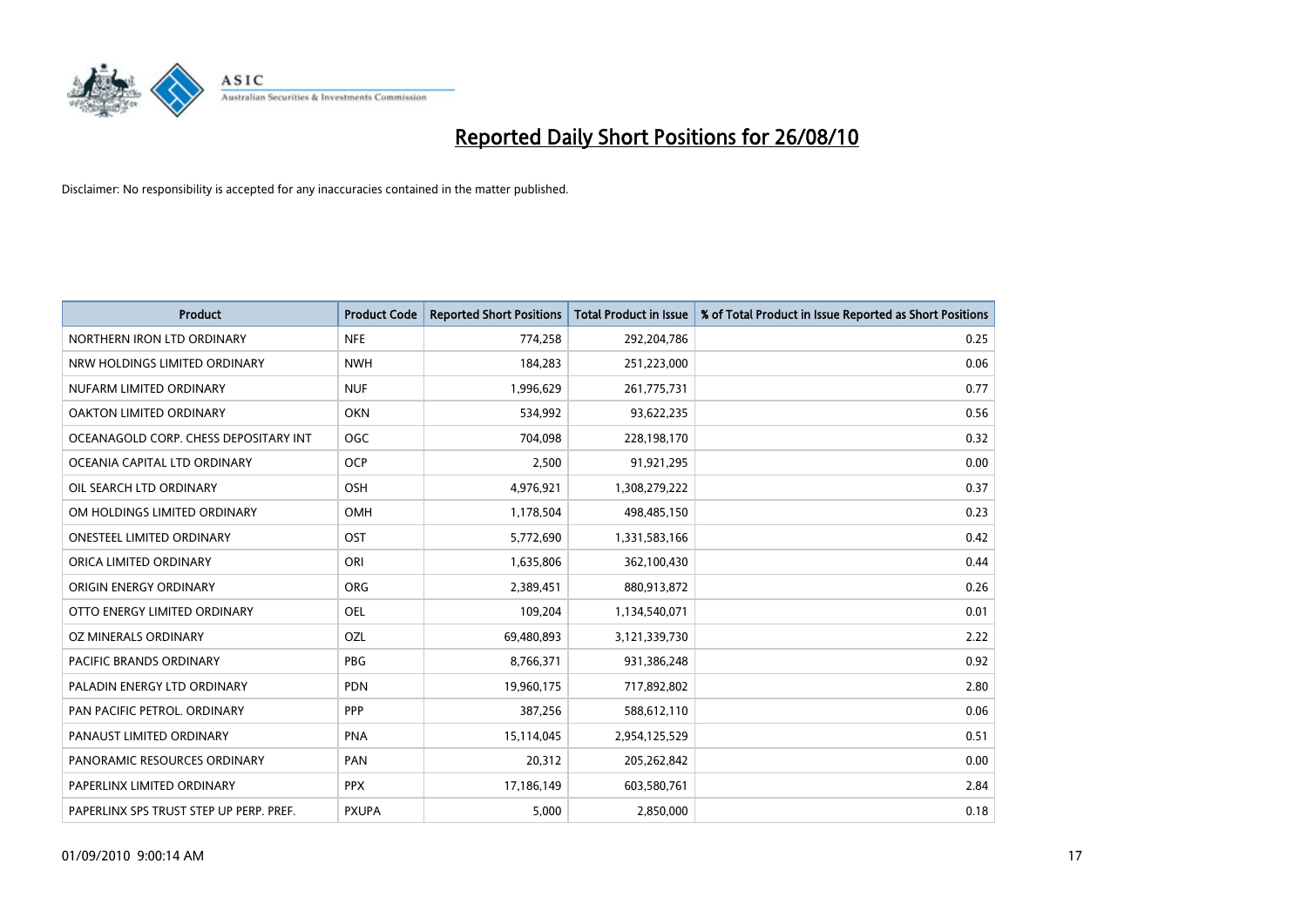# Reported Daily Short Positions for 26/08/10

Disclaimer: No responsibility is accepted for any inaccuracies contained in the matter published.

| Product | Product Code | Reported Short Positions | Total Product in Issue | % of Total Product in Issue Reported as Short Positions |
|---|---|---|---|---|
| NORTHERN IRON LTD ORDINARY | NFE | 774,258 | 292,204,786 | 0.25 |
| NRW HOLDINGS LIMITED ORDINARY | NWH | 184,283 | 251,223,000 | 0.06 |
| NUFARM LIMITED ORDINARY | NUF | 1,996,629 | 261,775,731 | 0.77 |
| OAKTON LIMITED ORDINARY | OKN | 534,992 | 93,622,235 | 0.56 |
| OCEANAGOLD CORP. CHESS DEPOSITARY INT | OGC | 704,098 | 228,198,170 | 0.32 |
| OCEANIA CAPITAL LTD ORDINARY | OCP | 2,500 | 91,921,295 | 0.00 |
| OIL SEARCH LTD ORDINARY | OSH | 4,976,921 | 1,308,279,222 | 0.37 |
| OM HOLDINGS LIMITED ORDINARY | OMH | 1,178,504 | 498,485,150 | 0.23 |
| ONESTEEL LIMITED ORDINARY | OST | 5,772,690 | 1,331,583,166 | 0.42 |
| ORICA LIMITED ORDINARY | ORI | 1,635,806 | 362,100,430 | 0.44 |
| ORIGIN ENERGY ORDINARY | ORG | 2,389,451 | 880,913,872 | 0.26 |
| OTTO ENERGY LIMITED ORDINARY | OEL | 109,204 | 1,134,540,071 | 0.01 |
| OZ MINERALS ORDINARY | OZL | 69,480,893 | 3,121,339,730 | 2.22 |
| PACIFIC BRANDS ORDINARY | PBG | 8,766,371 | 931,386,248 | 0.92 |
| PALADIN ENERGY LTD ORDINARY | PDN | 19,960,175 | 717,892,802 | 2.80 |
| PAN PACIFIC PETROL. ORDINARY | PPP | 387,256 | 588,612,110 | 0.06 |
| PANAUST LIMITED ORDINARY | PNA | 15,114,045 | 2,954,125,529 | 0.51 |
| PANORAMIC RESOURCES ORDINARY | PAN | 20,312 | 205,262,842 | 0.00 |
| PAPERLINX LIMITED ORDINARY | PPX | 17,186,149 | 603,580,761 | 2.84 |
| PAPERLINX SPS TRUST STEP UP PERP. PREF. | PXUPA | 5,000 | 2,850,000 | 0.18 |

01/09/2010 9:00:14 AM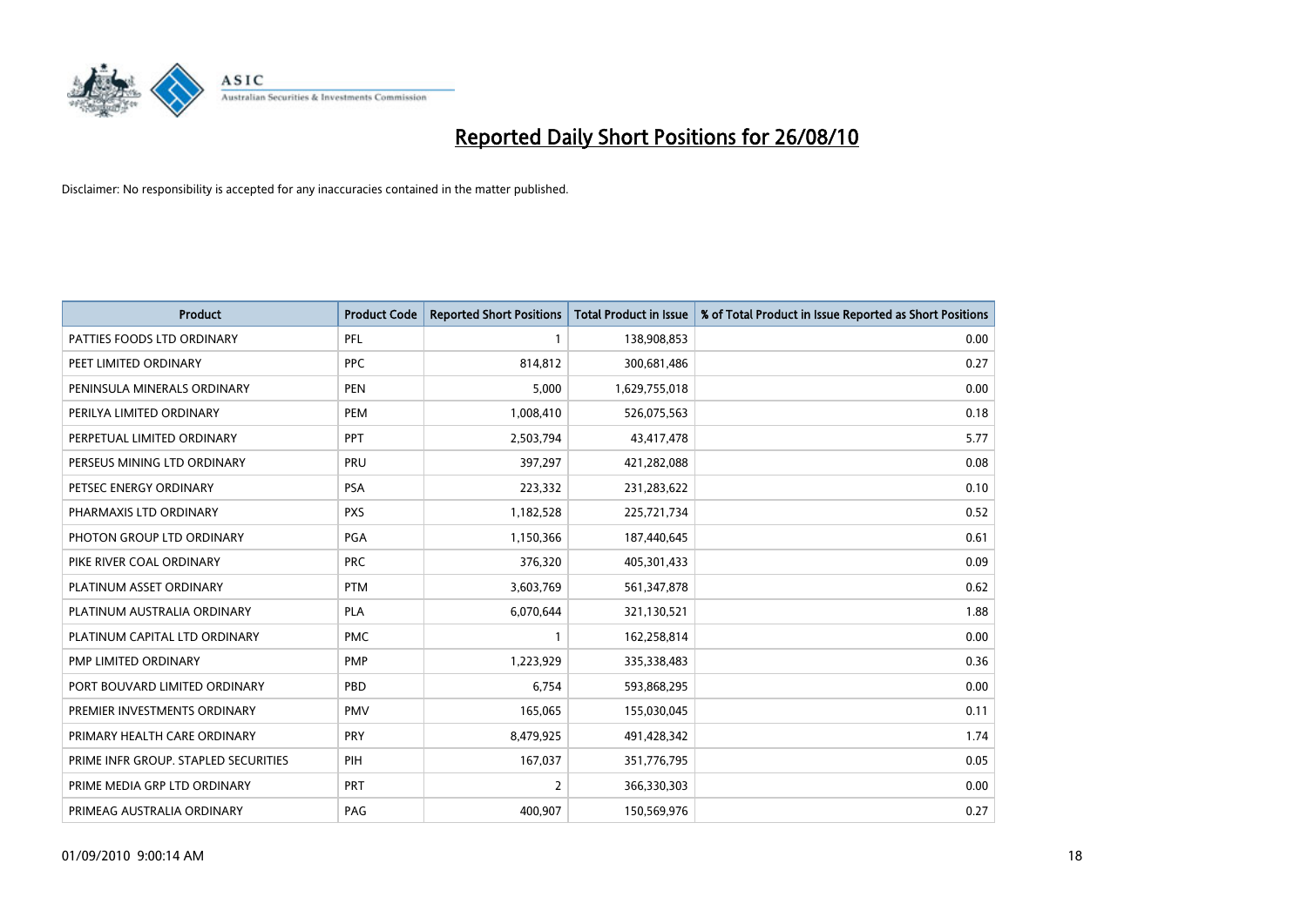# Reported Daily Short Positions for 26/08/10

Disclaimer: No responsibility is accepted for any inaccuracies contained in the matter published.

| Product | Product Code | Reported Short Positions | Total Product in Issue | % of Total Product in Issue Reported as Short Positions |
|---|---|---|---|---|
| PATTIES FOODS LTD ORDINARY | PFL | 1 | 138,908,853 | 0.00 |
| PEET LIMITED ORDINARY | PPC | 814,812 | 300,681,486 | 0.27 |
| PENINSULA MINERALS ORDINARY | PEN | 5,000 | 1,629,755,018 | 0.00 |
| PERILYA LIMITED ORDINARY | PEM | 1,008,410 | 526,075,563 | 0.18 |
| PERPETUAL LIMITED ORDINARY | PPT | 2,503,794 | 43,417,478 | 5.77 |
| PERSEUS MINING LTD ORDINARY | PRU | 397,297 | 421,282,088 | 0.08 |
| PETSEC ENERGY ORDINARY | PSA | 223,332 | 231,283,622 | 0.10 |
| PHARMAXIS LTD ORDINARY | PXS | 1,182,528 | 225,721,734 | 0.52 |
| PHOTON GROUP LTD ORDINARY | PGA | 1,150,366 | 187,440,645 | 0.61 |
| PIKE RIVER COAL ORDINARY | PRC | 376,320 | 405,301,433 | 0.09 |
| PLATINUM ASSET ORDINARY | PTM | 3,603,769 | 561,347,878 | 0.62 |
| PLATINUM AUSTRALIA ORDINARY | PLA | 6,070,644 | 321,130,521 | 1.88 |
| PLATINUM CAPITAL LTD ORDINARY | PMC | 1 | 162,258,814 | 0.00 |
| PMP LIMITED ORDINARY | PMP | 1,223,929 | 335,338,483 | 0.36 |
| PORT BOUVARD LIMITED ORDINARY | PBD | 6,754 | 593,868,295 | 0.00 |
| PREMIER INVESTMENTS ORDINARY | PMV | 165,065 | 155,030,045 | 0.11 |
| PRIMARY HEALTH CARE ORDINARY | PRY | 8,479,925 | 491,428,342 | 1.74 |
| PRIME INFR GROUP. STAPLED SECURITIES | PIH | 167,037 | 351,776,795 | 0.05 |
| PRIME MEDIA GRP LTD ORDINARY | PRT | 2 | 366,330,303 | 0.00 |
| PRIMEAG AUSTRALIA ORDINARY | PAG | 400,907 | 150,569,976 | 0.27 |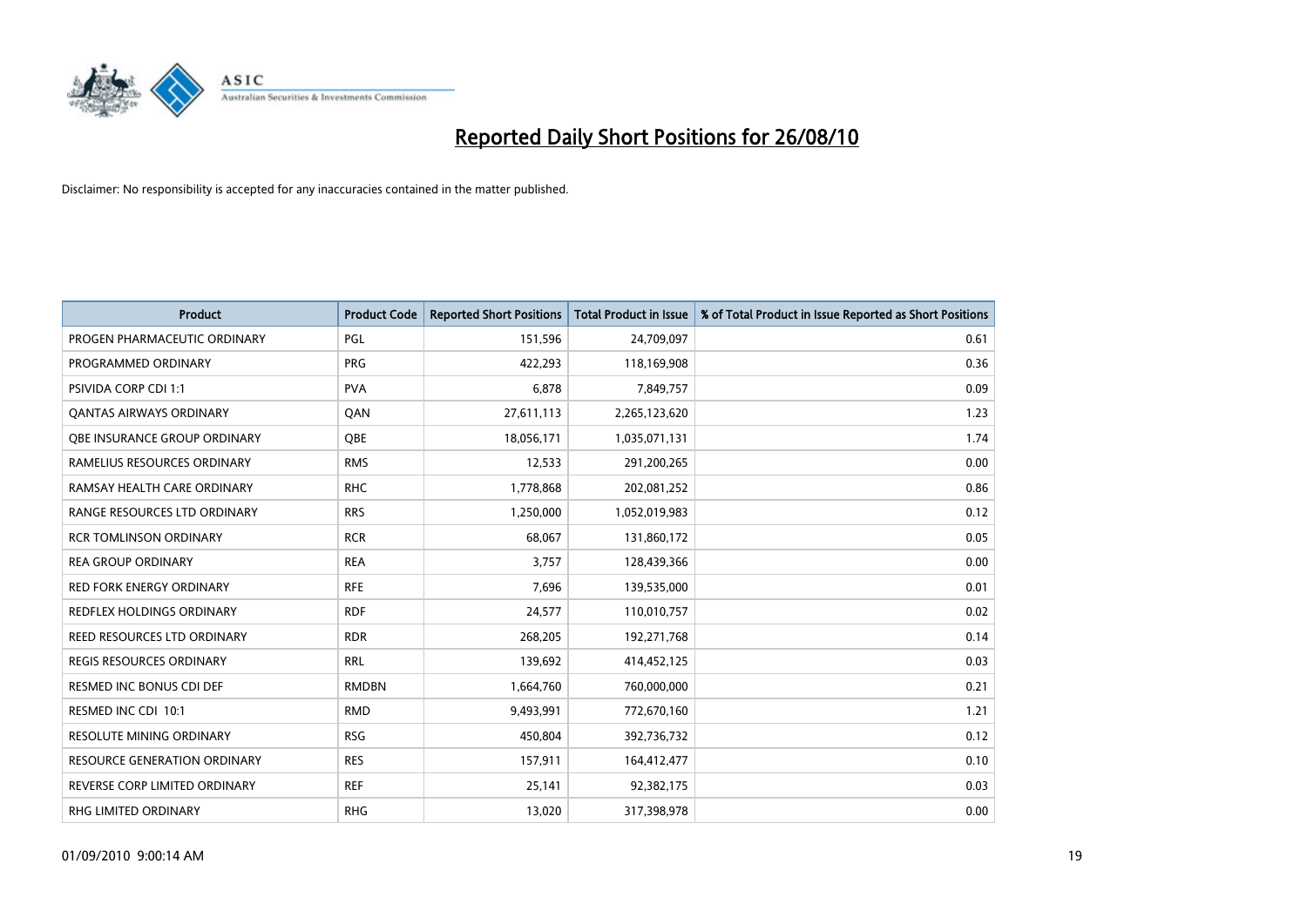# Reported Daily Short Positions for 26/08/10

Disclaimer: No responsibility is accepted for any inaccuracies contained in the matter published.

| Product | Product Code | Reported Short Positions | Total Product in Issue | % of Total Product in Issue Reported as Short Positions |
|---|---|---|---|---|
| PROGEN PHARMACEUTIC ORDINARY | PGL | 151,596 | 24,709,097 | 0.61 |
| PROGRAMMED ORDINARY | PRG | 422,293 | 118,169,908 | 0.36 |
| PSIVIDA CORP CDI 1:1 | PVA | 6,878 | 7,849,757 | 0.09 |
| QANTAS AIRWAYS ORDINARY | QAN | 27,611,113 | 2,265,123,620 | 1.23 |
| QBE INSURANCE GROUP ORDINARY | QBE | 18,056,171 | 1,035,071,131 | 1.74 |
| RAMELIUS RESOURCES ORDINARY | RMS | 12,533 | 291,200,265 | 0.00 |
| RAMSAY HEALTH CARE ORDINARY | RHC | 1,778,868 | 202,081,252 | 0.86 |
| RANGE RESOURCES LTD ORDINARY | RRS | 1,250,000 | 1,052,019,983 | 0.12 |
| RCR TOMLINSON ORDINARY | RCR | 68,067 | 131,860,172 | 0.05 |
| REA GROUP ORDINARY | REA | 3,757 | 128,439,366 | 0.00 |
| RED FORK ENERGY ORDINARY | RFE | 7,696 | 139,535,000 | 0.01 |
| REDFLEX HOLDINGS ORDINARY | RDF | 24,577 | 110,010,757 | 0.02 |
| REED RESOURCES LTD ORDINARY | RDR | 268,205 | 192,271,768 | 0.14 |
| REGIS RESOURCES ORDINARY | RRL | 139,692 | 414,452,125 | 0.03 |
| RESMED INC BONUS CDI DEF | RMDBN | 1,664,760 | 760,000,000 | 0.21 |
| RESMED INC CDI 10:1 | RMD | 9,493,991 | 772,670,160 | 1.21 |
| RESOLUTE MINING ORDINARY | RSG | 450,804 | 392,736,732 | 0.12 |
| RESOURCE GENERATION ORDINARY | RES | 157,911 | 164,412,477 | 0.10 |
| REVERSE CORP LIMITED ORDINARY | REF | 25,141 | 92,382,175 | 0.03 |
| RHG LIMITED ORDINARY | RHG | 13,020 | 317,398,978 | 0.00 |

01/09/2010 9:00:14 AM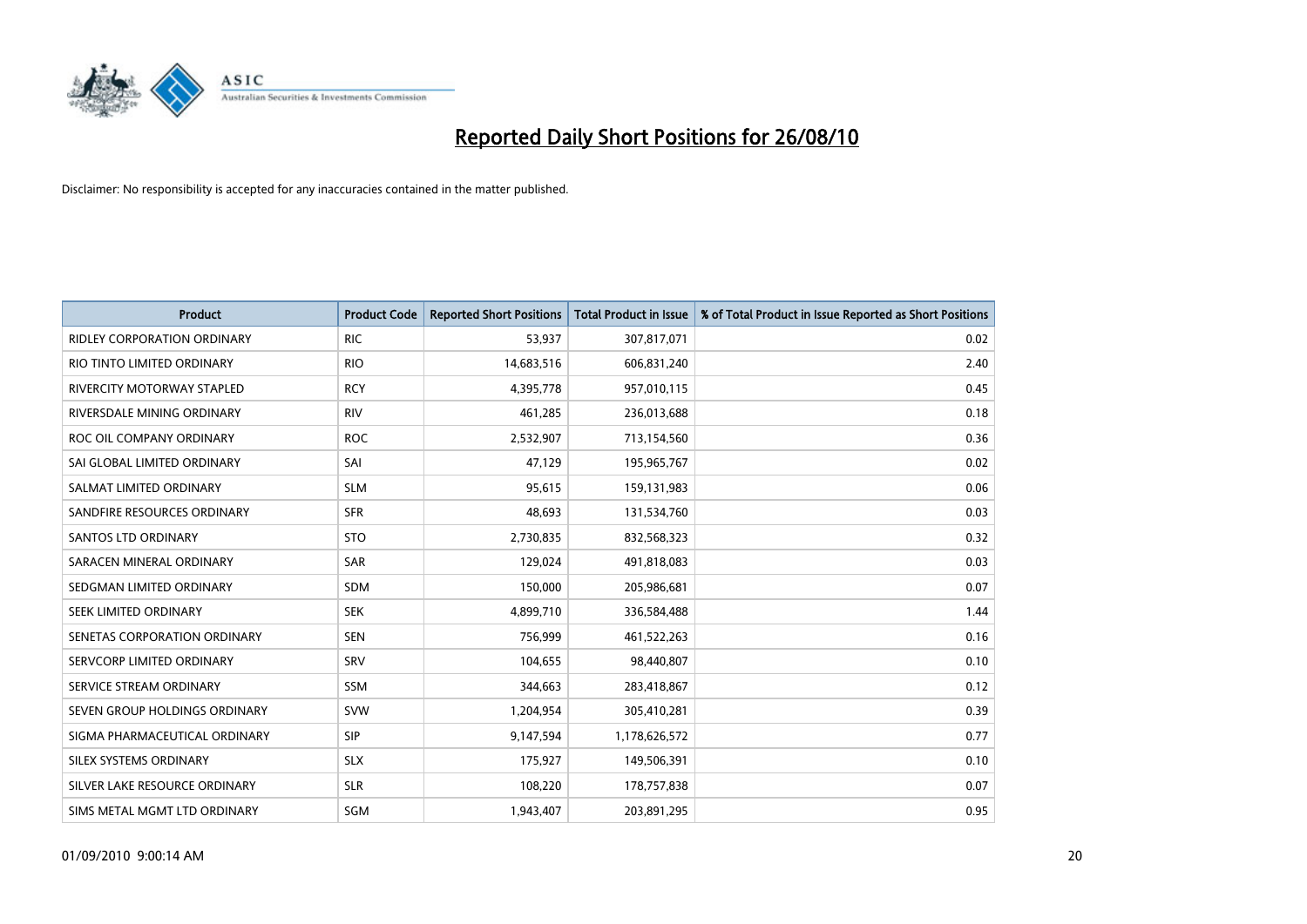# Reported Daily Short Positions for 26/08/10

Disclaimer: No responsibility is accepted for any inaccuracies contained in the matter published.

| Product | Product Code | Reported Short Positions | Total Product in Issue | % of Total Product in Issue Reported as Short Positions |
|---|---|---|---|---|
| RIDLEY CORPORATION ORDINARY | RIC | 53,937 | 307,817,071 | 0.02 |
| RIO TINTO LIMITED ORDINARY | RIO | 14,683,516 | 606,831,240 | 2.40 |
| RIVERCITY MOTORWAY STAPLED | RCY | 4,395,778 | 957,010,115 | 0.45 |
| RIVERSDALE MINING ORDINARY | RIV | 461,285 | 236,013,688 | 0.18 |
| ROC OIL COMPANY ORDINARY | ROC | 2,532,907 | 713,154,560 | 0.36 |
| SAI GLOBAL LIMITED ORDINARY | SAI | 47,129 | 195,965,767 | 0.02 |
| SALMAT LIMITED ORDINARY | SLM | 95,615 | 159,131,983 | 0.06 |
| SANDFIRE RESOURCES ORDINARY | SFR | 48,693 | 131,534,760 | 0.03 |
| SANTOS LTD ORDINARY | STO | 2,730,835 | 832,568,323 | 0.32 |
| SARACEN MINERAL ORDINARY | SAR | 129,024 | 491,818,083 | 0.03 |
| SEDGMAN LIMITED ORDINARY | SDM | 150,000 | 205,986,681 | 0.07 |
| SEEK LIMITED ORDINARY | SEK | 4,899,710 | 336,584,488 | 1.44 |
| SENETAS CORPORATION ORDINARY | SEN | 756,999 | 461,522,263 | 0.16 |
| SERVCORP LIMITED ORDINARY | SRV | 104,655 | 98,440,807 | 0.10 |
| SERVICE STREAM ORDINARY | SSM | 344,663 | 283,418,867 | 0.12 |
| SEVEN GROUP HOLDINGS ORDINARY | SVW | 1,204,954 | 305,410,281 | 0.39 |
| SIGMA PHARMACEUTICAL ORDINARY | SIP | 9,147,594 | 1,178,626,572 | 0.77 |
| SILEX SYSTEMS ORDINARY | SLX | 175,927 | 149,506,391 | 0.10 |
| SILVER LAKE RESOURCE ORDINARY | SLR | 108,220 | 178,757,838 | 0.07 |
| SIMS METAL MGMT LTD ORDINARY | SGM | 1,943,407 | 203,891,295 | 0.95 |

01/09/2010 9:00:14 AM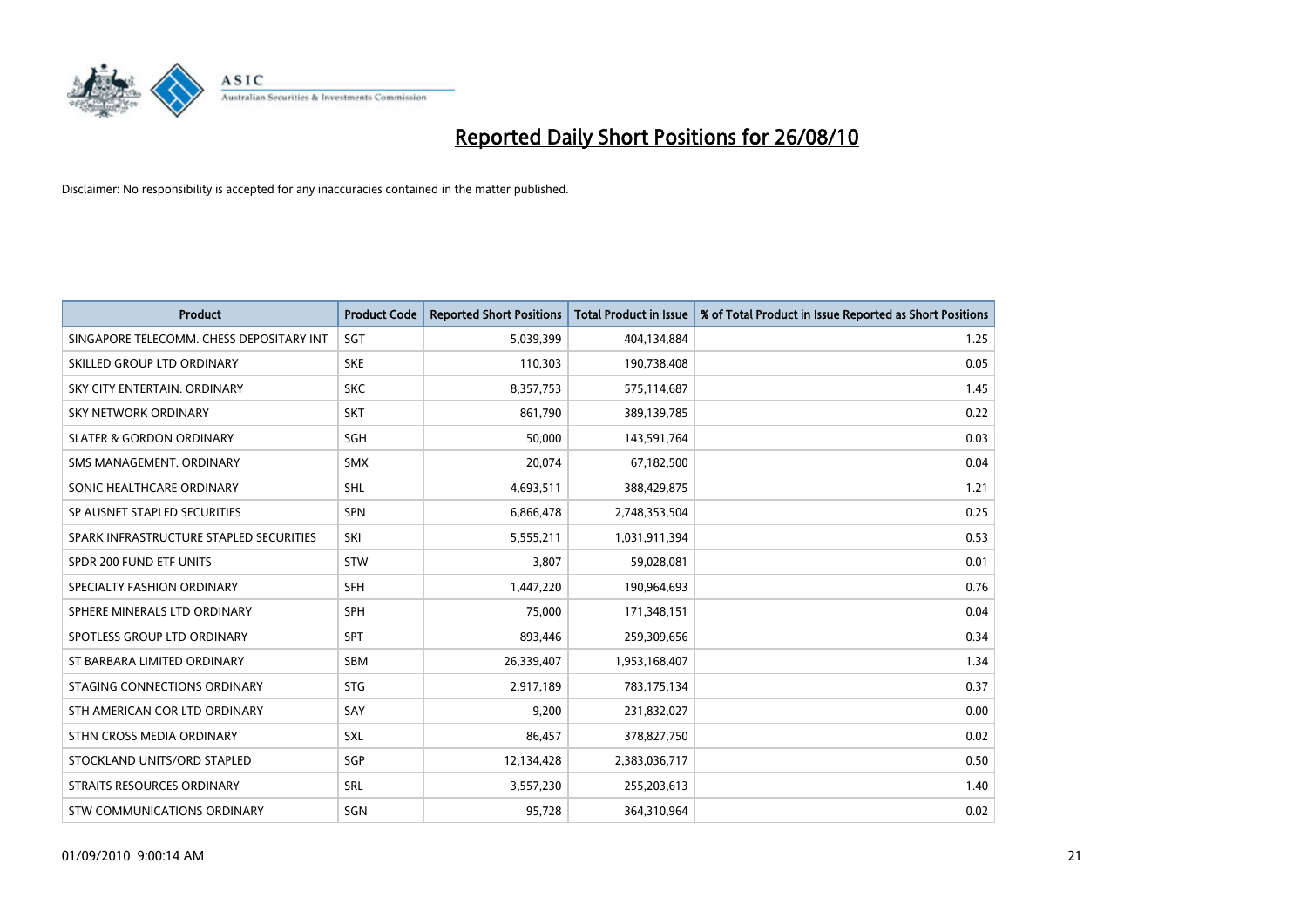# Reported Daily Short Positions for 26/08/10

Disclaimer: No responsibility is accepted for any inaccuracies contained in the matter published.

| Product | Product Code | Reported Short Positions | Total Product in Issue | % of Total Product in Issue Reported as Short Positions |
|---|---|---|---|---|
| SINGAPORE TELECOMM. CHESS DEPOSITARY INT | SGT | 5,039,399 | 404,134,884 | 1.25 |
| SKILLED GROUP LTD ORDINARY | SKE | 110,303 | 190,738,408 | 0.05 |
| SKY CITY ENTERTAIN. ORDINARY | SKC | 8,357,753 | 575,114,687 | 1.45 |
| SKY NETWORK ORDINARY | SKT | 861,790 | 389,139,785 | 0.22 |
| SLATER & GORDON ORDINARY | SGH | 50,000 | 143,591,764 | 0.03 |
| SMS MANAGEMENT. ORDINARY | SMX | 20,074 | 67,182,500 | 0.04 |
| SONIC HEALTHCARE ORDINARY | SHL | 4,693,511 | 388,429,875 | 1.21 |
| SP AUSNET STAPLED SECURITIES | SPN | 6,866,478 | 2,748,353,504 | 0.25 |
| SPARK INFRASTRUCTURE STAPLED SECURITIES | SKI | 5,555,211 | 1,031,911,394 | 0.53 |
| SPDR 200 FUND ETF UNITS | STW | 3,807 | 59,028,081 | 0.01 |
| SPECIALTY FASHION ORDINARY | SFH | 1,447,220 | 190,964,693 | 0.76 |
| SPHERE MINERALS LTD ORDINARY | SPH | 75,000 | 171,348,151 | 0.04 |
| SPOTLESS GROUP LTD ORDINARY | SPT | 893,446 | 259,309,656 | 0.34 |
| ST BARBARA LIMITED ORDINARY | SBM | 26,339,407 | 1,953,168,407 | 1.34 |
| STAGING CONNECTIONS ORDINARY | STG | 2,917,189 | 783,175,134 | 0.37 |
| STH AMERICAN COR LTD ORDINARY | SAY | 9,200 | 231,832,027 | 0.00 |
| STHN CROSS MEDIA ORDINARY | SXL | 86,457 | 378,827,750 | 0.02 |
| STOCKLAND UNITS/ORD STAPLED | SGP | 12,134,428 | 2,383,036,717 | 0.50 |
| STRAITS RESOURCES ORDINARY | SRL | 3,557,230 | 255,203,613 | 1.40 |
| STW COMMUNICATIONS ORDINARY | SGN | 95,728 | 364,310,964 | 0.02 |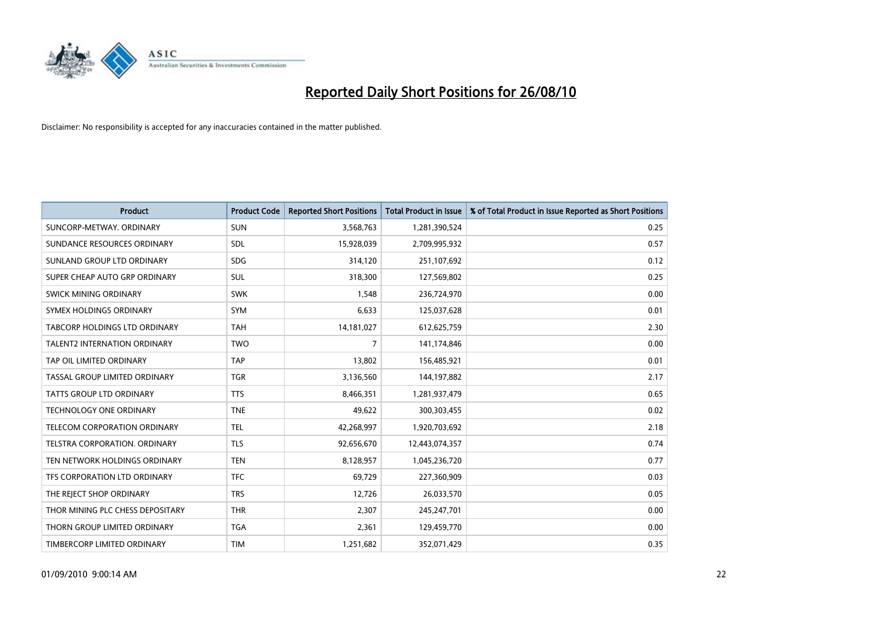# Reported Daily Short Positions for 26/08/10

Disclaimer: No responsibility is accepted for any inaccuracies contained in the matter published.

| Product | Product Code | Reported Short Positions | Total Product in Issue | % of Total Product in Issue Reported as Short Positions |
|---|---|---|---|---|
| SUNCORP-METWAY. ORDINARY | SUN | 3,568,763 | 1,281,390,524 | 0.25 |
| SUNDANCE RESOURCES ORDINARY | SDL | 15,928,039 | 2,709,995,932 | 0.57 |
| SUNLAND GROUP LTD ORDINARY | SDG | 314,120 | 251,107,692 | 0.12 |
| SUPER CHEAP AUTO GRP ORDINARY | SUL | 318,300 | 127,569,802 | 0.25 |
| SWICK MINING ORDINARY | SWK | 1,548 | 236,724,970 | 0.00 |
| SYMEX HOLDINGS ORDINARY | SYM | 6,633 | 125,037,628 | 0.01 |
| TABCORP HOLDINGS LTD ORDINARY | TAH | 14,181,027 | 612,625,759 | 2.30 |
| TALENT2 INTERNATION ORDINARY | TWO | 7 | 141,174,846 | 0.00 |
| TAP OIL LIMITED ORDINARY | TAP | 13,802 | 156,485,921 | 0.01 |
| TASSAL GROUP LIMITED ORDINARY | TGR | 3,136,560 | 144,197,882 | 2.17 |
| TATTS GROUP LTD ORDINARY | TTS | 8,466,351 | 1,281,937,479 | 0.65 |
| TECHNOLOGY ONE ORDINARY | TNE | 49,622 | 300,303,455 | 0.02 |
| TELECOM CORPORATION ORDINARY | TEL | 42,268,997 | 1,920,703,692 | 2.18 |
| TELSTRA CORPORATION. ORDINARY | TLS | 92,656,670 | 12,443,074,357 | 0.74 |
| TEN NETWORK HOLDINGS ORDINARY | TEN | 8,128,957 | 1,045,236,720 | 0.77 |
| TFS CORPORATION LTD ORDINARY | TFC | 69,729 | 227,360,909 | 0.03 |
| THE REJECT SHOP ORDINARY | TRS | 12,726 | 26,033,570 | 0.05 |
| THOR MINING PLC CHESS DEPOSITARY | THR | 2,307 | 245,247,701 | 0.00 |
| THORN GROUP LIMITED ORDINARY | TGA | 2,361 | 129,459,770 | 0.00 |
| TIMBERCORP LIMITED ORDINARY | TIM | 1,251,682 | 352,071,429 | 0.35 |

01/09/2010 9:00:14 AM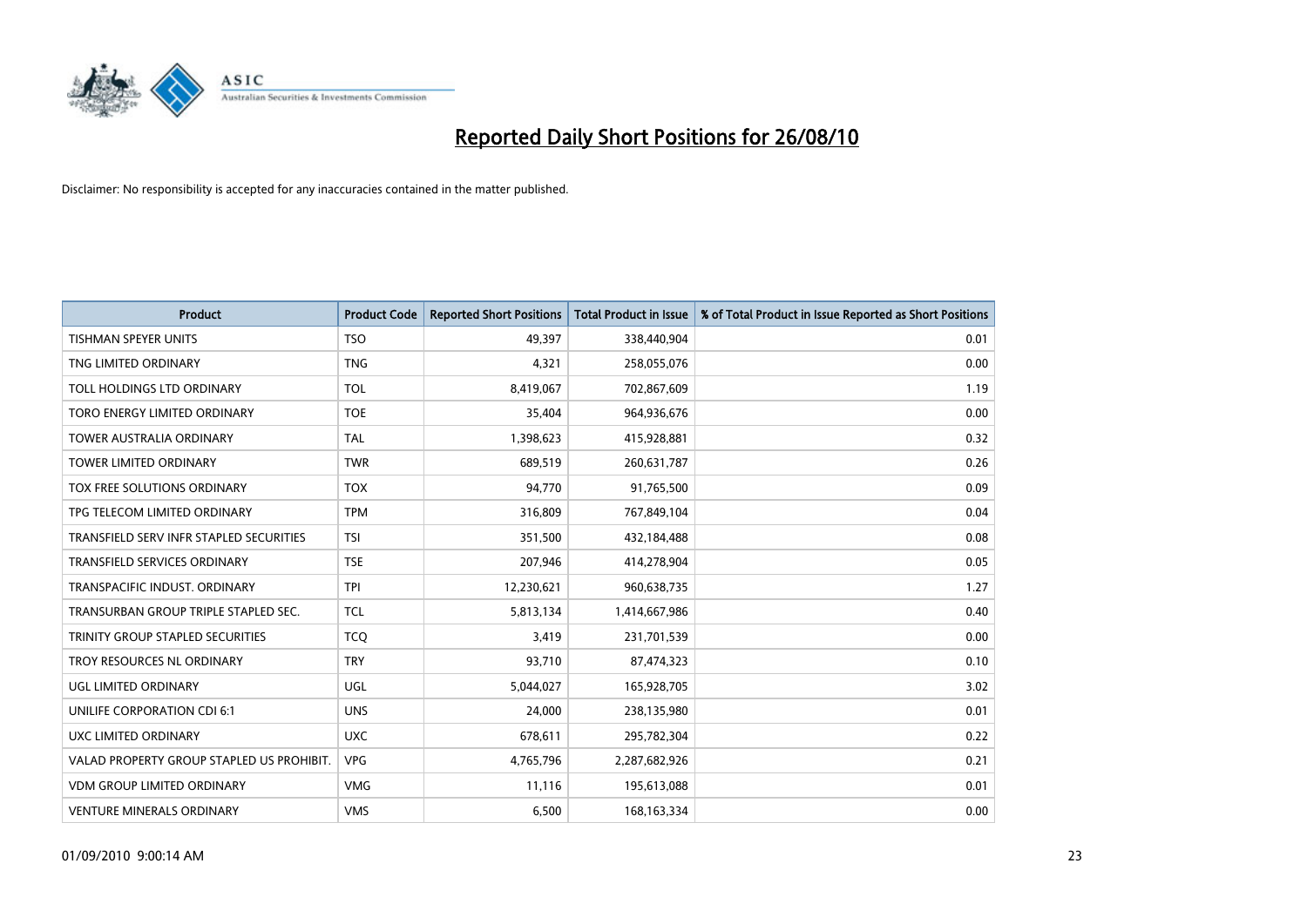# Reported Daily Short Positions for 26/08/10

Disclaimer: No responsibility is accepted for any inaccuracies contained in the matter published.

| Product | Product Code | Reported Short Positions | Total Product in Issue | % of Total Product in Issue Reported as Short Positions |
|---|---|---|---|---|
| TISHMAN SPEYER UNITS | TSO | 49,397 | 338,440,904 | 0.01 |
| TNG LIMITED ORDINARY | TNG | 4,321 | 258,055,076 | 0.00 |
| TOLL HOLDINGS LTD ORDINARY | TOL | 8,419,067 | 702,867,609 | 1.19 |
| TORO ENERGY LIMITED ORDINARY | TOE | 35,404 | 964,936,676 | 0.00 |
| TOWER AUSTRALIA ORDINARY | TAL | 1,398,623 | 415,928,881 | 0.32 |
| TOWER LIMITED ORDINARY | TWR | 689,519 | 260,631,787 | 0.26 |
| TOX FREE SOLUTIONS ORDINARY | TOX | 94,770 | 91,765,500 | 0.09 |
| TPG TELECOM LIMITED ORDINARY | TPM | 316,809 | 767,849,104 | 0.04 |
| TRANSFIELD SERV INFR STAPLED SECURITIES | TSI | 351,500 | 432,184,488 | 0.08 |
| TRANSFIELD SERVICES ORDINARY | TSE | 207,946 | 414,278,904 | 0.05 |
| TRANSPACIFIC INDUST. ORDINARY | TPI | 12,230,621 | 960,638,735 | 1.27 |
| TRANSURBAN GROUP TRIPLE STAPLED SEC. | TCL | 5,813,134 | 1,414,667,986 | 0.40 |
| TRINITY GROUP STAPLED SECURITIES | TCQ | 3,419 | 231,701,539 | 0.00 |
| TROY RESOURCES NL ORDINARY | TRY | 93,710 | 87,474,323 | 0.10 |
| UGL LIMITED ORDINARY | UGL | 5,044,027 | 165,928,705 | 3.02 |
| UNILIFE CORPORATION CDI 6:1 | UNS | 24,000 | 238,135,980 | 0.01 |
| UXC LIMITED ORDINARY | UXC | 678,611 | 295,782,304 | 0.22 |
| VALAD PROPERTY GROUP STAPLED US PROHIBIT. | VPG | 4,765,796 | 2,287,682,926 | 0.21 |
| VDM GROUP LIMITED ORDINARY | VMG | 11,116 | 195,613,088 | 0.01 |
| VENTURE MINERALS ORDINARY | VMS | 6,500 | 168,163,334 | 0.00 |

01/09/2010 9:00:14 AM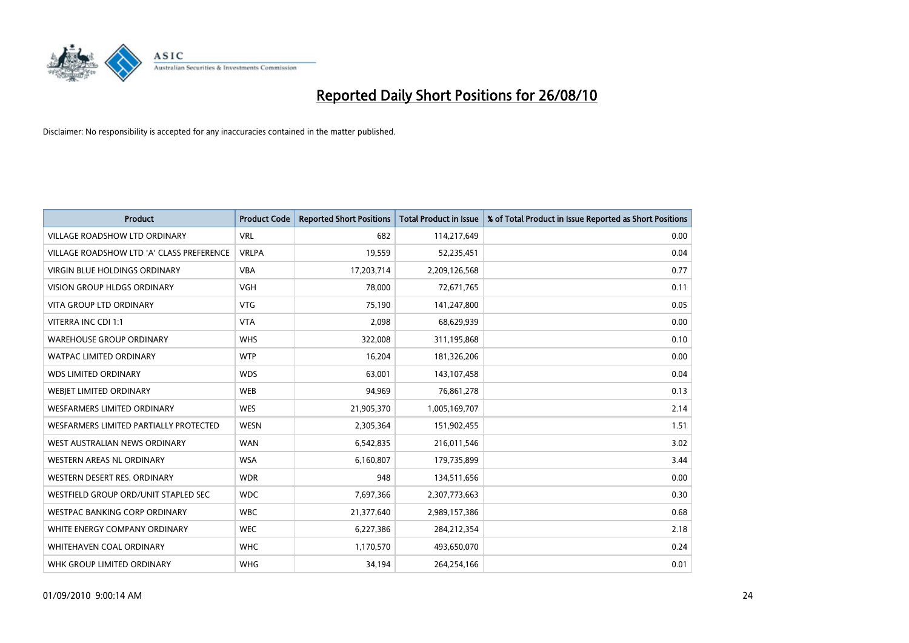# Reported Daily Short Positions for 26/08/10

Disclaimer: No responsibility is accepted for any inaccuracies contained in the matter published.

| Product | Product Code | Reported Short Positions | Total Product in Issue | % of Total Product in Issue Reported as Short Positions |
|---|---|---|---|---|
| VILLAGE ROADSHOW LTD ORDINARY | VRL | 682 | 114,217,649 | 0.00 |
| VILLAGE ROADSHOW LTD 'A' CLASS PREFERENCE | VRLPA | 19,559 | 52,235,451 | 0.04 |
| VIRGIN BLUE HOLDINGS ORDINARY | VBA | 17,203,714 | 2,209,126,568 | 0.77 |
| VISION GROUP HLDGS ORDINARY | VGH | 78,000 | 72,671,765 | 0.11 |
| VITA GROUP LTD ORDINARY | VTG | 75,190 | 141,247,800 | 0.05 |
| VITERRA INC CDI 1:1 | VTA | 2,098 | 68,629,939 | 0.00 |
| WAREHOUSE GROUP ORDINARY | WHS | 322,008 | 311,195,868 | 0.10 |
| WATPAC LIMITED ORDINARY | WTP | 16,204 | 181,326,206 | 0.00 |
| WDS LIMITED ORDINARY | WDS | 63,001 | 143,107,458 | 0.04 |
| WEBJET LIMITED ORDINARY | WEB | 94,969 | 76,861,278 | 0.13 |
| WESFARMERS LIMITED ORDINARY | WES | 21,905,370 | 1,005,169,707 | 2.14 |
| WESFARMERS LIMITED PARTIALLY PROTECTED | WESN | 2,305,364 | 151,902,455 | 1.51 |
| WEST AUSTRALIAN NEWS ORDINARY | WAN | 6,542,835 | 216,011,546 | 3.02 |
| WESTERN AREAS NL ORDINARY | WSA | 6,160,807 | 179,735,899 | 3.44 |
| WESTERN DESERT RES. ORDINARY | WDR | 948 | 134,511,656 | 0.00 |
| WESTFIELD GROUP ORD/UNIT STAPLED SEC | WDC | 7,697,366 | 2,307,773,663 | 0.30 |
| WESTPAC BANKING CORP ORDINARY | WBC | 21,377,640 | 2,989,157,386 | 0.68 |
| WHITE ENERGY COMPANY ORDINARY | WEC | 6,227,386 | 284,212,354 | 2.18 |
| WHITEHAVEN COAL ORDINARY | WHC | 1,170,570 | 493,650,070 | 0.24 |
| WHK GROUP LIMITED ORDINARY | WHG | 34,194 | 264,254,166 | 0.01 |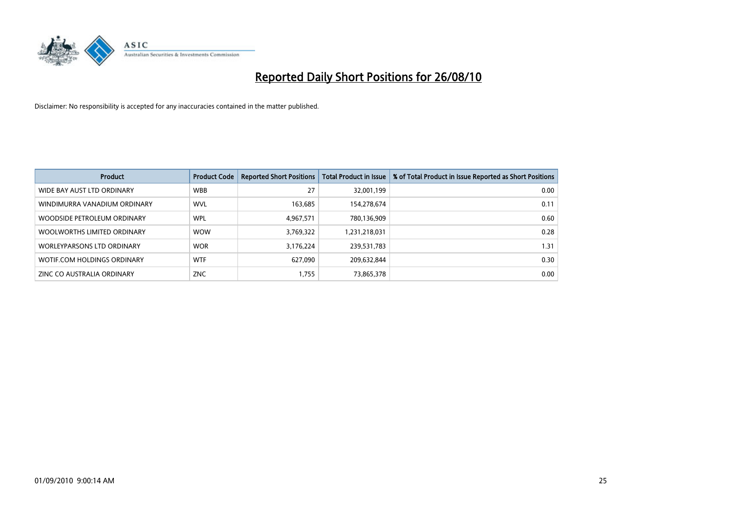# Reported Daily Short Positions for 26/08/10

Disclaimer: No responsibility is accepted for any inaccuracies contained in the matter published.

| Product | Product Code | Reported Short Positions | Total Product in Issue | % of Total Product in Issue Reported as Short Positions |
|---|---|---|---|---|
| WIDE BAY AUST LTD ORDINARY | WBB | 27 | 32,001,199 | 0.00 |
| WINDIMURRA VANADIUM ORDINARY | WVL | 163,685 | 154,278,674 | 0.11 |
| WOODSIDE PETROLEUM ORDINARY | WPL | 4,967,571 | 780,136,909 | 0.60 |
| WOOLWORTHS LIMITED ORDINARY | WOW | 3,769,322 | 1,231,218,031 | 0.28 |
| WORLEYPARSONS LTD ORDINARY | WOR | 3,176,224 | 239,531,783 | 1.31 |
| WOTIF.COM HOLDINGS ORDINARY | WTF | 627,090 | 209,632,844 | 0.30 |
| ZINC CO AUSTRALIA ORDINARY | ZNC | 1,755 | 73,865,378 | 0.00 |

01/09/2010 9:00:14 AM